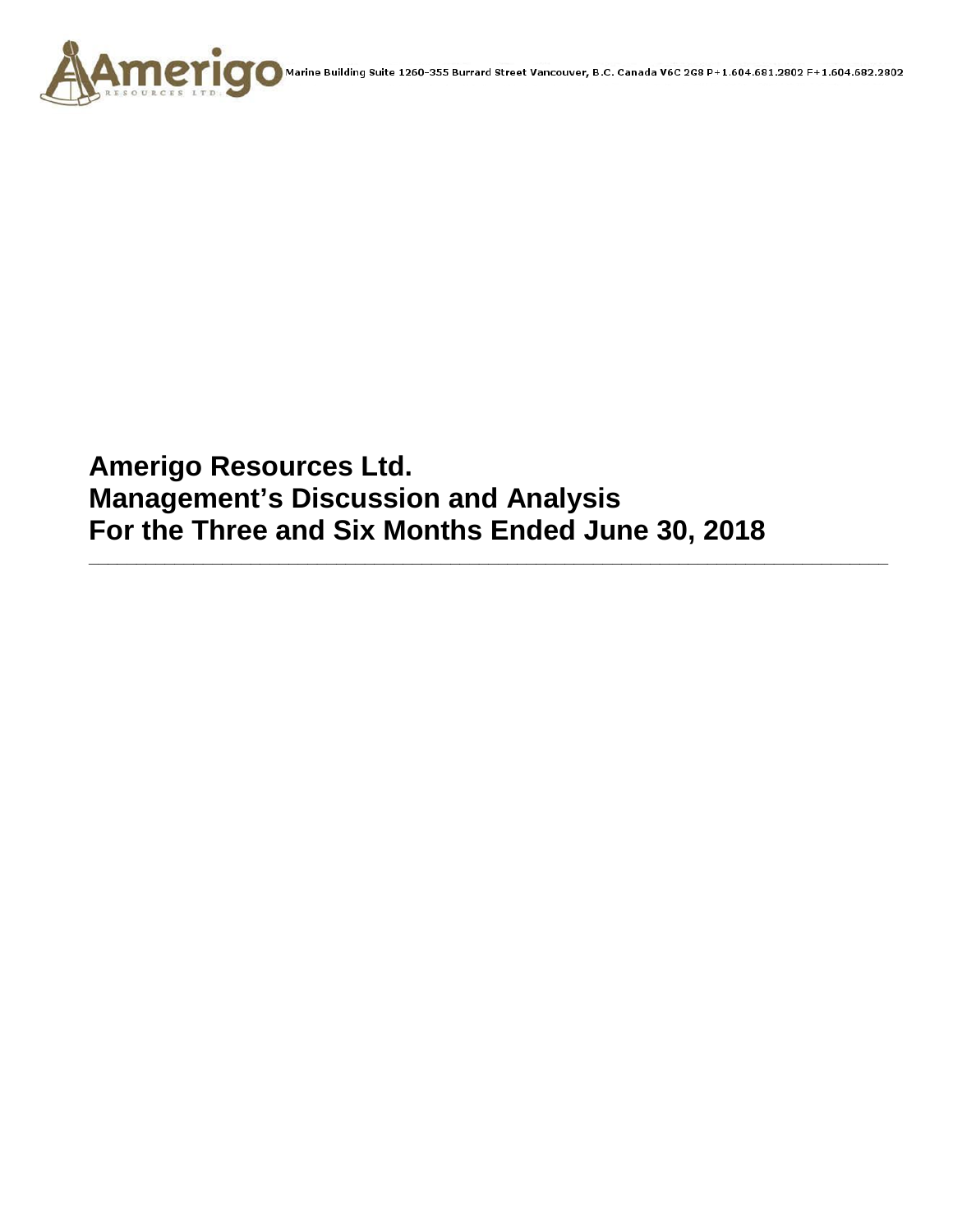Marine Building Suite 1260-355 Burrard Street Vancouver, B.C. Canada V6C 2G8 P+1.604.681.2802 F+1.604.682.2802

# Amerigo Resources Ltd.
# Management's Discussion and Analysis
# For the Three and Six Months Ended June 30, 2018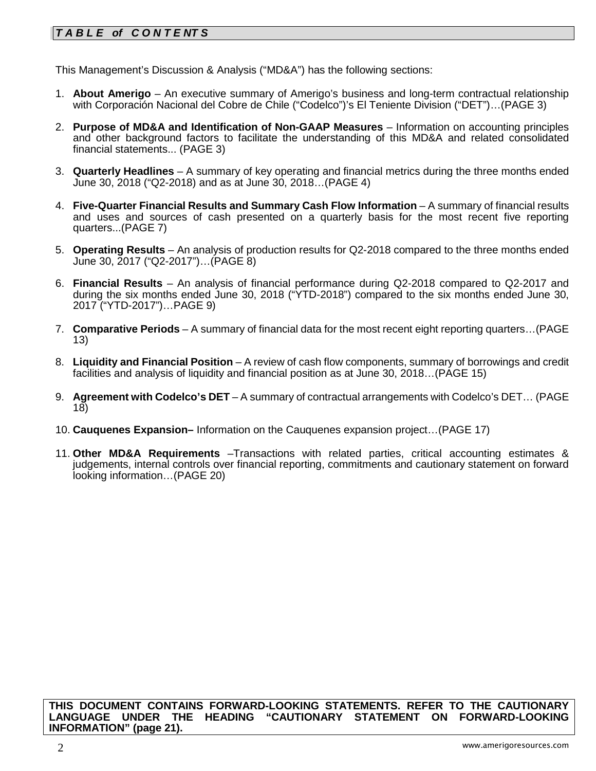## *T A B L E of C O N T E NT S*

This Management's Discussion & Analysis ("MD&A") has the following sections:

1. **About Amerigo** – An executive summary of Amerigo's business and long-term contractual relationship with Corporación Nacional del Cobre de Chile ("Codelco")'s El Teniente Division ("DET")…(PAGE 3)

2. **Purpose of MD&A and Identification of Non-GAAP Measures** – Information on accounting principles and other background factors to facilitate the understanding of this MD&A and related consolidated financial statements... (PAGE 3)

3. **Quarterly Headlines** – A summary of key operating and financial metrics during the three months ended June 30, 2018 ("Q2-2018) and as at June 30, 2018…(PAGE 4)

4. **Five-Quarter Financial Results and Summary Cash Flow Information** – A summary of financial results and uses and sources of cash presented on a quarterly basis for the most recent five reporting quarters...(PAGE 7)

5. **Operating Results** – An analysis of production results for Q2-2018 compared to the three months ended June 30, 2017 ("Q2-2017")…(PAGE 8)

6. **Financial Results** – An analysis of financial performance during Q2-2018 compared to Q2-2017 and during the six months ended June 30, 2018 ("YTD-2018") compared to the six months ended June 30, 2017 ("YTD-2017")…PAGE 9)

7. **Comparative Periods** – A summary of financial data for the most recent eight reporting quarters…(PAGE 13)

8. **Liquidity and Financial Position** – A review of cash flow components, summary of borrowings and credit facilities and analysis of liquidity and financial position as at June 30, 2018…(PAGE 15)

9. **Agreement with Codelco's DET** – A summary of contractual arrangements with Codelco's DET… (PAGE 18)

10. **Cauquenes Expansion–** Information on the Cauquenes expansion project…(PAGE 17)

11. **Other MD&A Requirements** –Transactions with related parties, critical accounting estimates & judgements, internal controls over financial reporting, commitments and cautionary statement on forward looking information…(PAGE 20)

**THIS DOCUMENT CONTAINS FORWARD-LOOKING STATEMENTS. REFER TO THE CAUTIONARY LANGUAGE UNDER THE HEADING "CAUTIONARY STATEMENT ON FORWARD-LOOKING INFORMATION" (page 21).**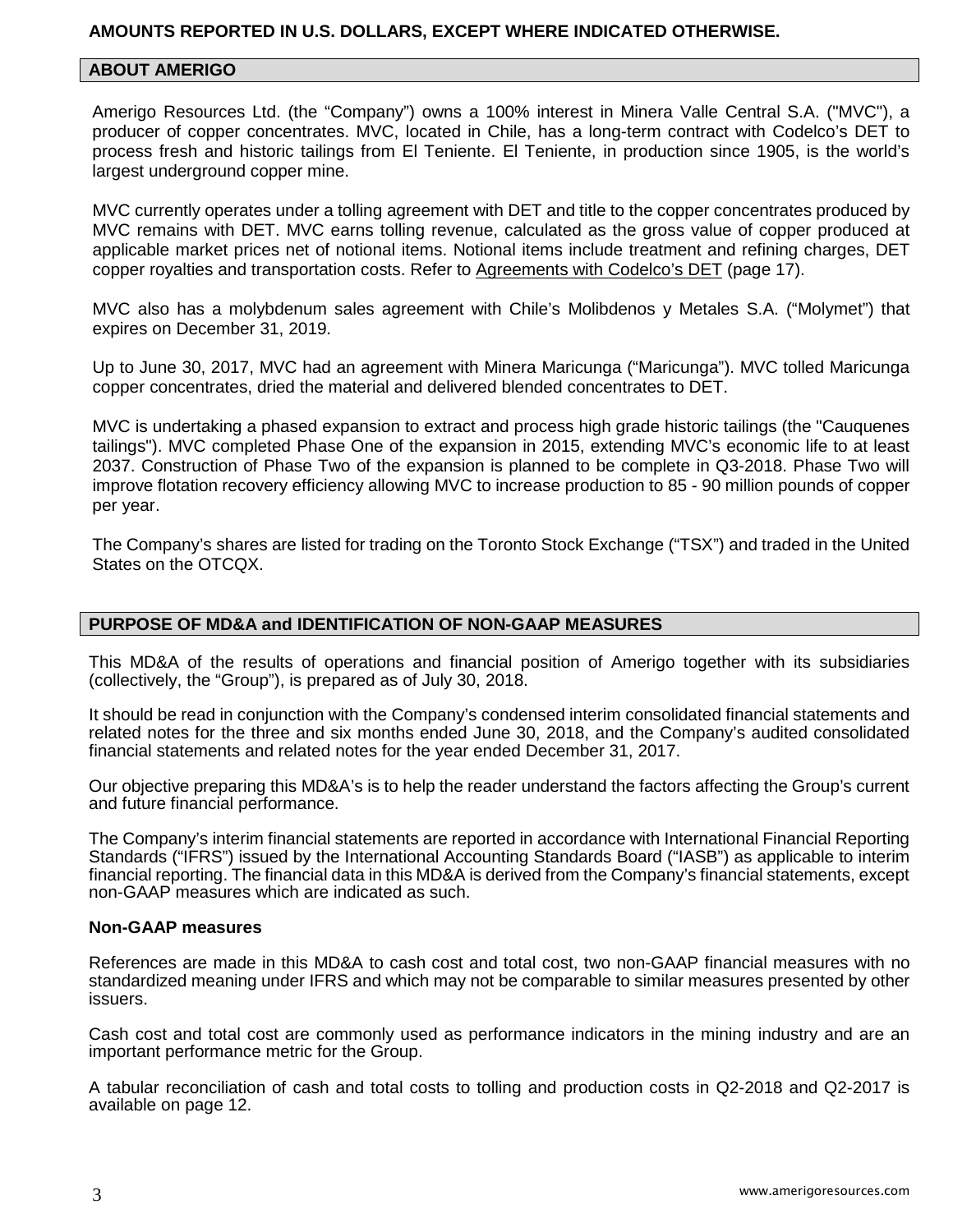**AMOUNTS REPORTED IN U.S. DOLLARS, EXCEPT WHERE INDICATED OTHERWISE.**

## ABOUT AMERIGO

Amerigo Resources Ltd. (the "Company") owns a 100% interest in Minera Valle Central S.A. ("MVC"), a producer of copper concentrates. MVC, located in Chile, has a long-term contract with Codelco's DET to process fresh and historic tailings from El Teniente. El Teniente, in production since 1905, is the world's largest underground copper mine.

MVC currently operates under a tolling agreement with DET and title to the copper concentrates produced by MVC remains with DET. MVC earns tolling revenue, calculated as the gross value of copper produced at applicable market prices net of notional items. Notional items include treatment and refining charges, DET copper royalties and transportation costs. Refer to Agreements with Codelco's DET (page 17).

MVC also has a molybdenum sales agreement with Chile's Molibdenos y Metales S.A. ("Molymet") that expires on December 31, 2019.

Up to June 30, 2017, MVC had an agreement with Minera Maricunga ("Maricunga"). MVC tolled Maricunga copper concentrates, dried the material and delivered blended concentrates to DET.

MVC is undertaking a phased expansion to extract and process high grade historic tailings (the "Cauquenes tailings"). MVC completed Phase One of the expansion in 2015, extending MVC's economic life to at least 2037. Construction of Phase Two of the expansion is planned to be complete in Q3-2018. Phase Two will improve flotation recovery efficiency allowing MVC to increase production to 85 - 90 million pounds of copper per year.

The Company's shares are listed for trading on the Toronto Stock Exchange ("TSX") and traded in the United States on the OTCQX.

## PURPOSE OF MD&A and IDENTIFICATION OF NON-GAAP MEASURES

This MD&A of the results of operations and financial position of Amerigo together with its subsidiaries (collectively, the "Group"), is prepared as of July 30, 2018.

It should be read in conjunction with the Company's condensed interim consolidated financial statements and related notes for the three and six months ended June 30, 2018, and the Company's audited consolidated financial statements and related notes for the year ended December 31, 2017.

Our objective preparing this MD&A's is to help the reader understand the factors affecting the Group's current and future financial performance.

The Company's interim financial statements are reported in accordance with International Financial Reporting Standards ("IFRS") issued by the International Accounting Standards Board ("IASB") as applicable to interim financial reporting. The financial data in this MD&A is derived from the Company's financial statements, except non-GAAP measures which are indicated as such.

### Non-GAAP measures

References are made in this MD&A to cash cost and total cost, two non-GAAP financial measures with no standardized meaning under IFRS and which may not be comparable to similar measures presented by other issuers.

Cash cost and total cost are commonly used as performance indicators in the mining industry and are an important performance metric for the Group.

A tabular reconciliation of cash and total costs to tolling and production costs in Q2-2018 and Q2-2017 is available on page 12.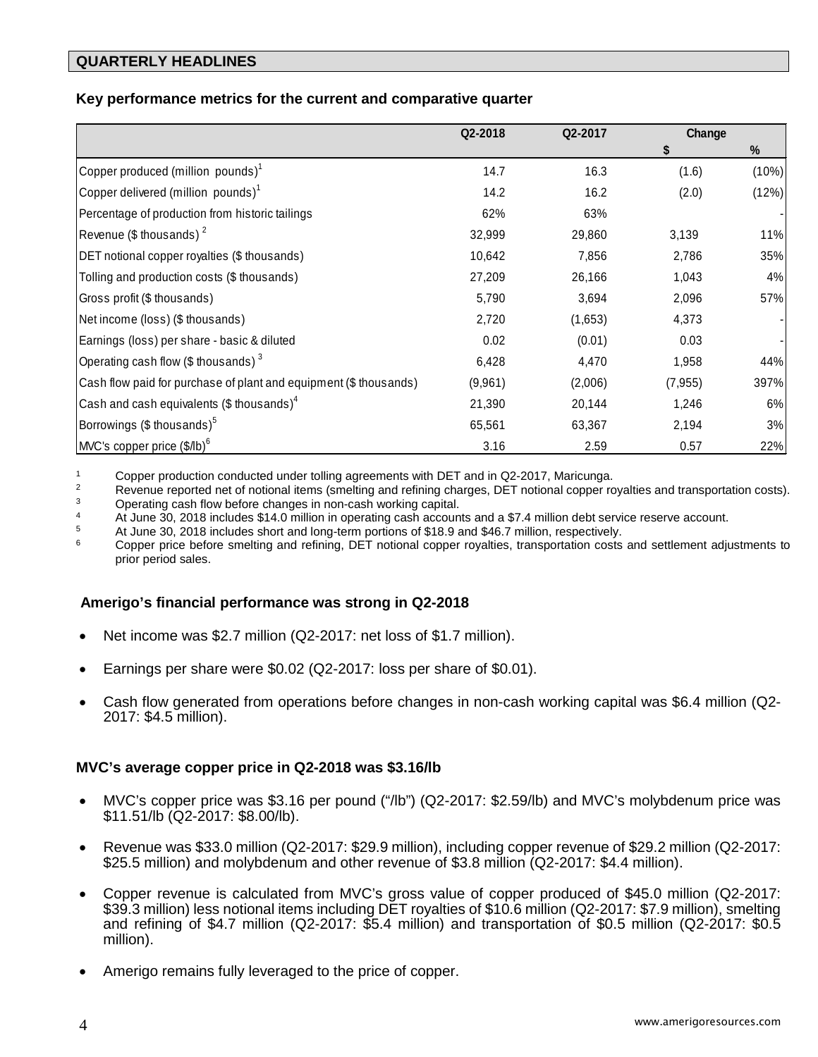## QUARTERLY HEADLINES

### Key performance metrics for the current and comparative quarter

| | Q2-2018 | Q2-2017 | Change | |
|---|---|---|---|---|
| | | | $ | % |
| Copper produced (million pounds)[1] | 14.7 | 16.3 | (1.6) | (10%) |
| Copper delivered (million pounds)[1] | 14.2 | 16.2 | (2.0) | (12%) |
| Percentage of production from historic tailings | 62% | 63% | | - |
| Revenue ($ thousands) [2] | 32,999 | 29,860 | 3,139 | 11% |
| DET notional copper royalties ($ thousands) | 10,642 | 7,856 | 2,786 | 35% |
| Tolling and production costs ($ thousands) | 27,209 | 26,166 | 1,043 | 4% |
| Gross profit ($ thousands) | 5,790 | 3,694 | 2,096 | 57% |
| Net income (loss) ($ thousands) | 2,720 | (1,653) | 4,373 | - |
| Earnings (loss) per share - basic & diluted | 0.02 | (0.01) | 0.03 | - |
| Operating cash flow ($ thousands) [3] | 6,428 | 4,470 | 1,958 | 44% |
| Cash flow paid for purchase of plant and equipment ($ thousands) | (9,961) | (2,006) | (7,955) | 397% |
| Cash and cash equivalents ($ thousands)[4] | 21,390 | 20,144 | 1,246 | 6% |
| Borrowings ($ thousands)[5] | 65,561 | 63,367 | 2,194 | 3% |
| MVC's copper price ($/lb)[6] | 3.16 | 2.59 | 0.57 | 22% |

1 Copper production conducted under tolling agreements with DET and in Q2-2017, Maricunga.
2 Revenue reported net of notional items (smelting and refining charges, DET notional copper royalties and transportation costs).
3 Operating cash flow before changes in non-cash working capital.
4 At June 30, 2018 includes $14.0 million in operating cash accounts and a $7.4 million debt service reserve account.
5 At June 30, 2018 includes short and long-term portions of $18.9 and $46.7 million, respectively.
6 Copper price before smelting and refining, DET notional copper royalties, transportation costs and settlement adjustments to prior period sales.

### Amerigo's financial performance was strong in Q2-2018

- Net income was $2.7 million (Q2-2017: net loss of $1.7 million).
- Earnings per share were $0.02 (Q2-2017: loss per share of $0.01).
- Cash flow generated from operations before changes in non-cash working capital was $6.4 million (Q2-2017: $4.5 million).

### MVC's average copper price in Q2-2018 was $3.16/lb

- MVC's copper price was $3.16 per pound ("/lb") (Q2-2017: $2.59/lb) and MVC's molybdenum price was $11.51/lb (Q2-2017: $8.00/lb).
- Revenue was $33.0 million (Q2-2017: $29.9 million), including copper revenue of $29.2 million (Q2-2017: $25.5 million) and molybdenum and other revenue of $3.8 million (Q2-2017: $4.4 million).
- Copper revenue is calculated from MVC's gross value of copper produced of $45.0 million (Q2-2017: $39.3 million) less notional items including DET royalties of $10.6 million (Q2-2017: $7.9 million), smelting and refining of $4.7 million (Q2-2017: $5.4 million) and transportation of $0.5 million (Q2-2017: $0.5 million).
- Amerigo remains fully leveraged to the price of copper.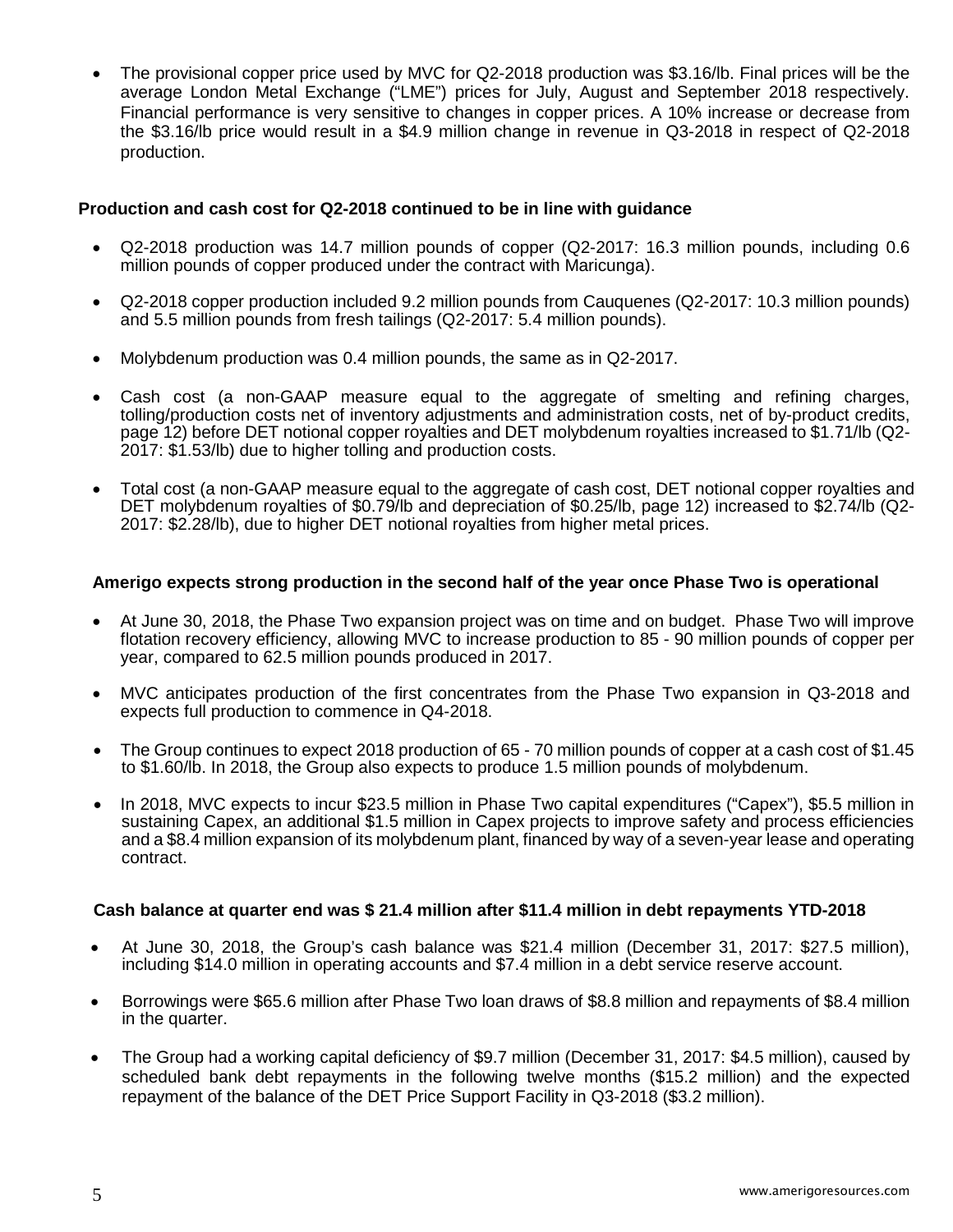- The provisional copper price used by MVC for Q2-2018 production was $3.16/lb. Final prices will be the average London Metal Exchange ("LME") prices for July, August and September 2018 respectively. Financial performance is very sensitive to changes in copper prices. A 10% increase or decrease from the $3.16/lb price would result in a $4.9 million change in revenue in Q3-2018 in respect of Q2-2018 production.

**Production and cash cost for Q2-2018 continued to be in line with guidance**

- Q2-2018 production was 14.7 million pounds of copper (Q2-2017: 16.3 million pounds, including 0.6 million pounds of copper produced under the contract with Maricunga).
- Q2-2018 copper production included 9.2 million pounds from Cauquenes (Q2-2017: 10.3 million pounds) and 5.5 million pounds from fresh tailings (Q2-2017: 5.4 million pounds).
- Molybdenum production was 0.4 million pounds, the same as in Q2-2017.
- Cash cost (a non-GAAP measure equal to the aggregate of smelting and refining charges, tolling/production costs net of inventory adjustments and administration costs, net of by-product credits, page 12) before DET notional copper royalties and DET molybdenum royalties increased to $1.71/lb (Q2-2017: $1.53/lb) due to higher tolling and production costs.
- Total cost (a non-GAAP measure equal to the aggregate of cash cost, DET notional copper royalties and DET molybdenum royalties of $0.79/lb and depreciation of $0.25/lb, page 12) increased to $2.74/lb (Q2-2017: $2.28/lb), due to higher DET notional royalties from higher metal prices.

**Amerigo expects strong production in the second half of the year once Phase Two is operational**

- At June 30, 2018, the Phase Two expansion project was on time and on budget. Phase Two will improve flotation recovery efficiency, allowing MVC to increase production to 85 - 90 million pounds of copper per year, compared to 62.5 million pounds produced in 2017.
- MVC anticipates production of the first concentrates from the Phase Two expansion in Q3-2018 and expects full production to commence in Q4-2018.
- The Group continues to expect 2018 production of 65 - 70 million pounds of copper at a cash cost of $1.45 to $1.60/lb. In 2018, the Group also expects to produce 1.5 million pounds of molybdenum.
- In 2018, MVC expects to incur $23.5 million in Phase Two capital expenditures ("Capex"), $5.5 million in sustaining Capex, an additional $1.5 million in Capex projects to improve safety and process efficiencies and a $8.4 million expansion of its molybdenum plant, financed by way of a seven-year lease and operating contract.

**Cash balance at quarter end was $ 21.4 million after $11.4 million in debt repayments YTD-2018**

- At June 30, 2018, the Group's cash balance was $21.4 million (December 31, 2017: $27.5 million), including $14.0 million in operating accounts and $7.4 million in a debt service reserve account.
- Borrowings were $65.6 million after Phase Two loan draws of $8.8 million and repayments of $8.4 million in the quarter.
- The Group had a working capital deficiency of $9.7 million (December 31, 2017: $4.5 million), caused by scheduled bank debt repayments in the following twelve months ($15.2 million) and the expected repayment of the balance of the DET Price Support Facility in Q3-2018 ($3.2 million).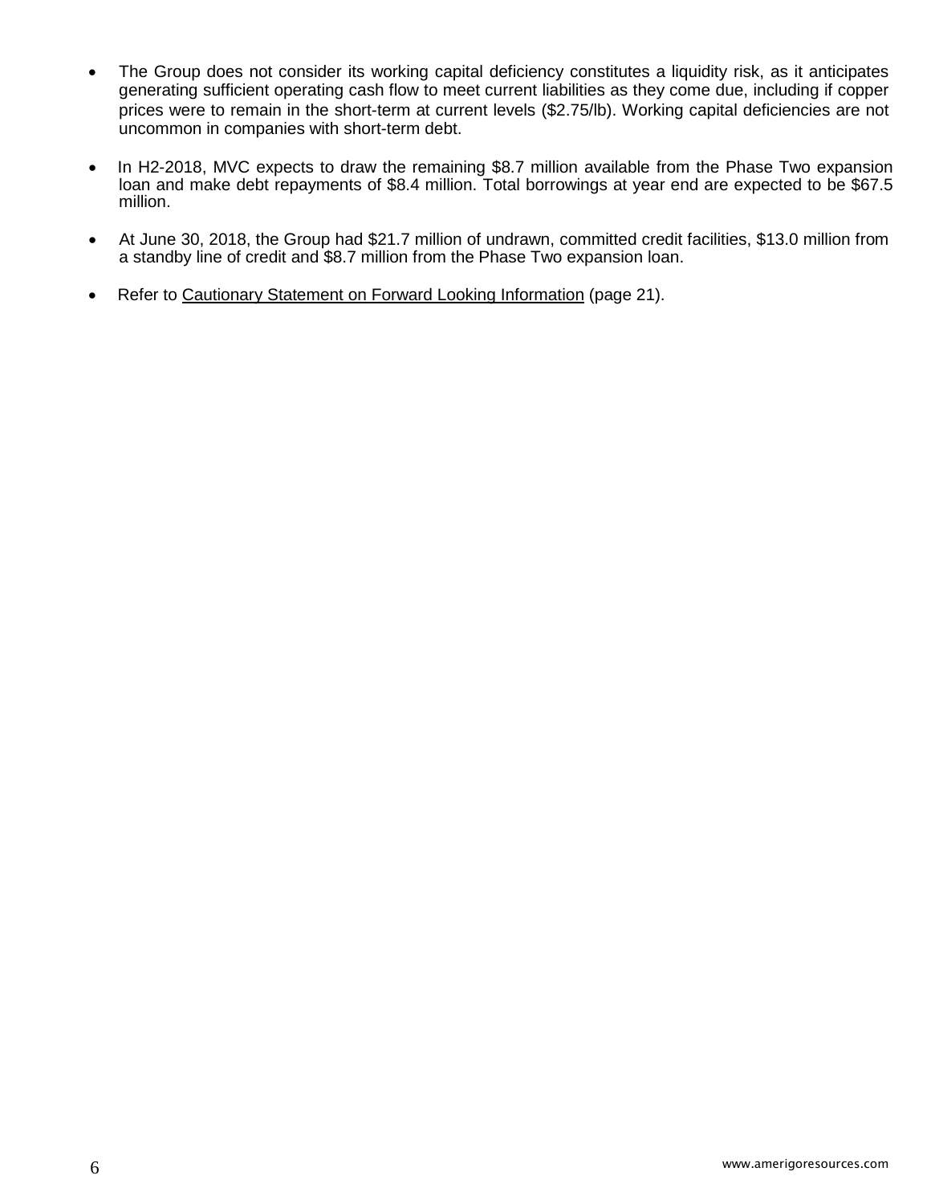- The Group does not consider its working capital deficiency constitutes a liquidity risk, as it anticipates generating sufficient operating cash flow to meet current liabilities as they come due, including if copper prices were to remain in the short-term at current levels ($2.75/lb). Working capital deficiencies are not uncommon in companies with short-term debt.

- In H2-2018, MVC expects to draw the remaining $8.7 million available from the Phase Two expansion loan and make debt repayments of $8.4 million. Total borrowings at year end are expected to be $67.5 million.

- At June 30, 2018, the Group had $21.7 million of undrawn, committed credit facilities, $13.0 million from a standby line of credit and $8.7 million from the Phase Two expansion loan.

- Refer to Cautionary Statement on Forward Looking Information (page 21).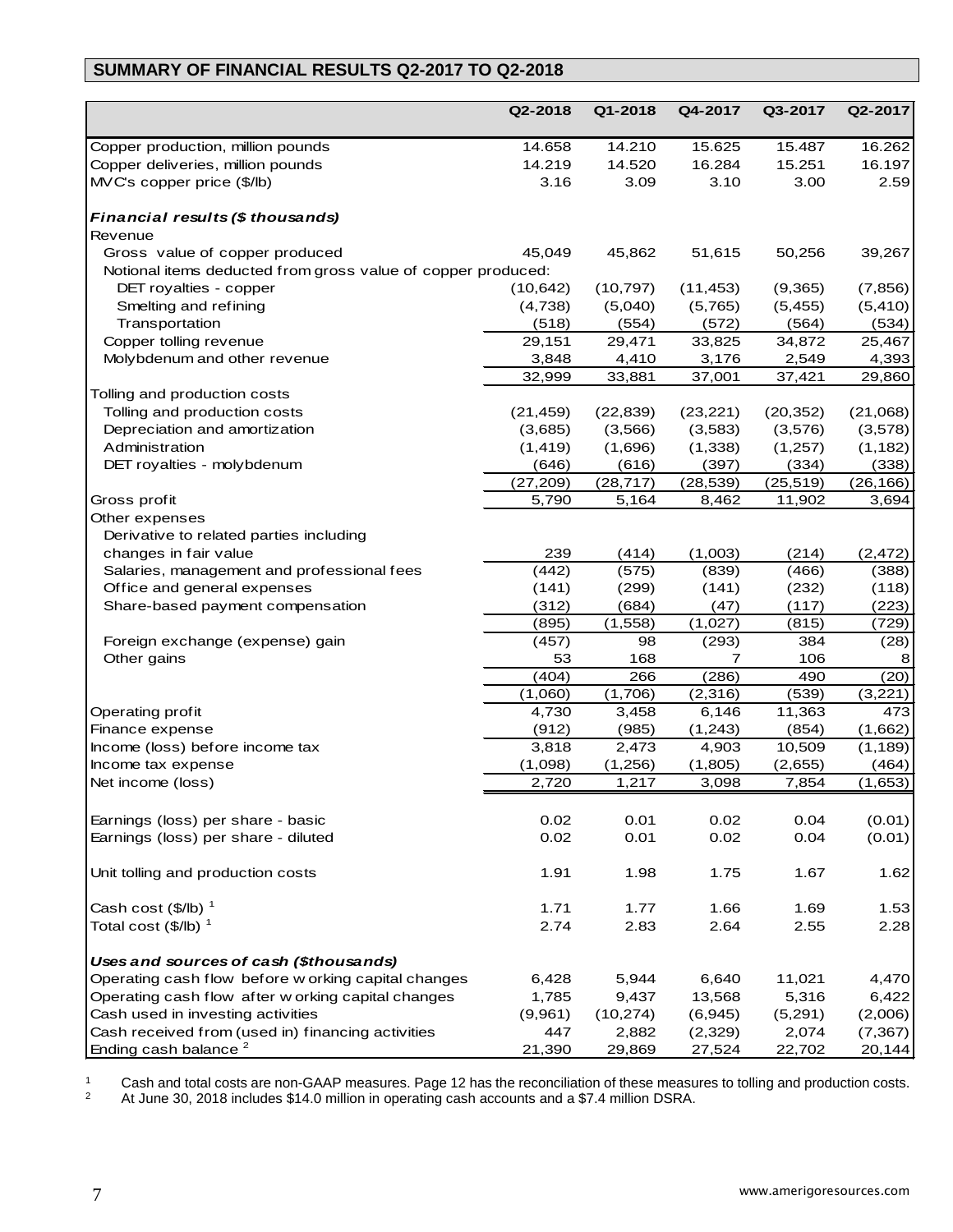## SUMMARY OF FINANCIAL RESULTS Q2-2017 TO Q2-2018

| | Q2-2018 | Q1-2018 | Q4-2017 | Q3-2017 | Q2-2017 |
|---|---|---|---|---|---|
| Copper production, million pounds | 14.658 | 14.210 | 15.625 | 15.487 | 16.262 |
| Copper deliveries, million pounds | 14.219 | 14.520 | 16.284 | 15.251 | 16.197 |
| MVC's copper price ($/lb) | 3.16 | 3.09 | 3.10 | 3.00 | 2.59 |
| ***Financial results ($ thousands)*** | | | | | |
| Revenue | | | | | |
| Gross value of copper produced | 45,049 | 45,862 | 51,615 | 50,256 | 39,267 |
| Notional items deducted from gross value of copper produced: | | | | | |
| DET royalties - copper | (10,642) | (10,797) | (11,453) | (9,365) | (7,856) |
| Smelting and refining | (4,738) | (5,040) | (5,765) | (5,455) | (5,410) |
| Transportation | (518) | (554) | (572) | (564) | (534) |
| Copper tolling revenue | 29,151 | 29,471 | 33,825 | 34,872 | 25,467 |
| Molybdenum and other revenue | 3,848 | 4,410 | 3,176 | 2,549 | 4,393 |
| | 32,999 | 33,881 | 37,001 | 37,421 | 29,860 |
| Tolling and production costs | | | | | |
| Tolling and production costs | (21,459) | (22,839) | (23,221) | (20,352) | (21,068) |
| Depreciation and amortization | (3,685) | (3,566) | (3,583) | (3,576) | (3,578) |
| Administration | (1,419) | (1,696) | (1,338) | (1,257) | (1,182) |
| DET royalties - molybdenum | (646) | (616) | (397) | (334) | (338) |
| | (27,209) | (28,717) | (28,539) | (25,519) | (26,166) |
| Gross profit | 5,790 | 5,164 | 8,462 | 11,902 | 3,694 |
| Other expenses | | | | | |
| Derivative to related parties including changes in fair value | 239 | (414) | (1,003) | (214) | (2,472) |
| Salaries, management and professional fees | (442) | (575) | (839) | (466) | (388) |
| Office and general expenses | (141) | (299) | (141) | (232) | (118) |
| Share-based payment compensation | (312) | (684) | (47) | (117) | (223) |
| | (895) | (1,558) | (1,027) | (815) | (729) |
| Foreign exchange (expense) gain | (457) | 98 | (293) | 384 | (28) |
| Other gains | 53 | 168 | 7 | 106 | 8 |
| | (404) | 266 | (286) | 490 | (20) |
| | (1,060) | (1,706) | (2,316) | (539) | (3,221) |
| Operating profit | 4,730 | 3,458 | 6,146 | 11,363 | 473 |
| Finance expense | (912) | (985) | (1,243) | (854) | (1,662) |
| Income (loss) before income tax | 3,818 | 2,473 | 4,903 | 10,509 | (1,189) |
| Income tax expense | (1,098) | (1,256) | (1,805) | (2,655) | (464) |
| Net income (loss) | 2,720 | 1,217 | 3,098 | 7,854 | (1,653) |
| Earnings (loss) per share - basic | 0.02 | 0.01 | 0.02 | 0.04 | (0.01) |
| Earnings (loss) per share - diluted | 0.02 | 0.01 | 0.02 | 0.04 | (0.01) |
| Unit tolling and production costs | 1.91 | 1.98 | 1.75 | 1.67 | 1.62 |
| Cash cost ($/lb) [1] | 1.71 | 1.77 | 1.66 | 1.69 | 1.53 |
| Total cost ($/lb) [1] | 2.74 | 2.83 | 2.64 | 2.55 | 2.28 |
| ***Uses and sources of cash ($thousands)*** | | | | | |
| Operating cash flow before working capital changes | 6,428 | 5,944 | 6,640 | 11,021 | 4,470 |
| Operating cash flow after working capital changes | 1,785 | 9,437 | 13,568 | 5,316 | 6,422 |
| Cash used in investing activities | (9,961) | (10,274) | (6,945) | (5,291) | (2,006) |
| Cash received from (used in) financing activities | 447 | 2,882 | (2,329) | 2,074 | (7,367) |
| Ending cash balance [2] | 21,390 | 29,869 | 27,524 | 22,702 | 20,144 |

[1] Cash and total costs are non-GAAP measures. Page 12 has the reconciliation of these measures to tolling and production costs.
[2] At June 30, 2018 includes $14.0 million in operating cash accounts and a $7.4 million DSRA.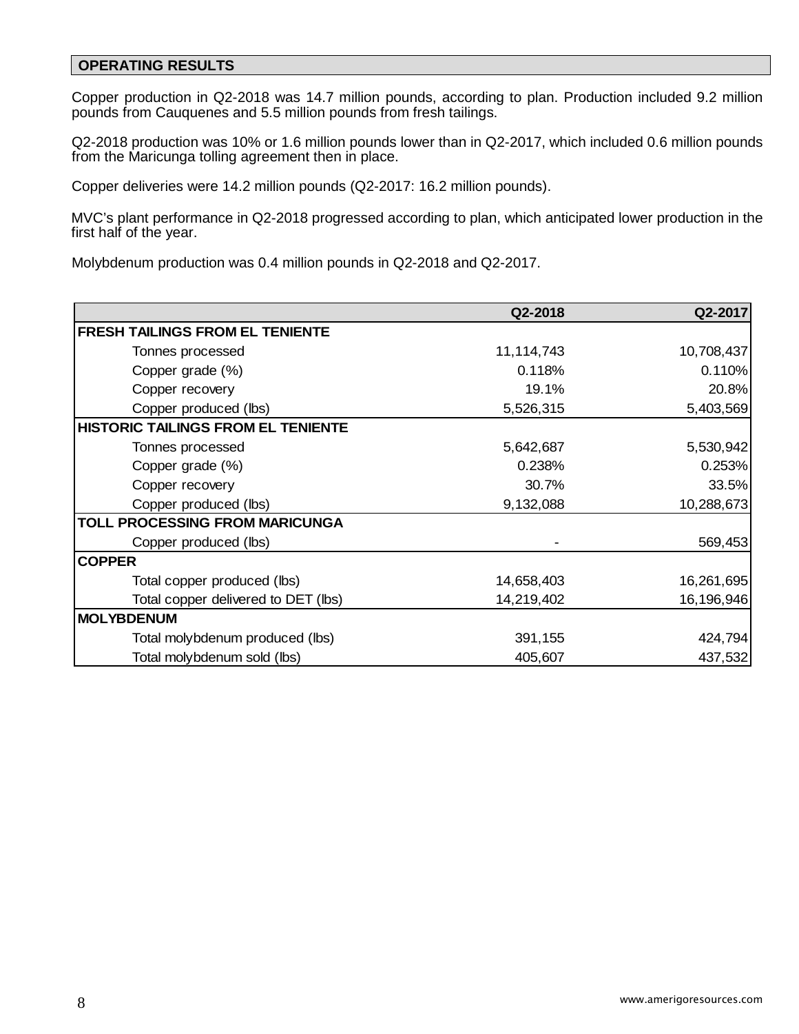## OPERATING RESULTS

Copper production in Q2-2018 was 14.7 million pounds, according to plan. Production included 9.2 million pounds from Cauquenes and 5.5 million pounds from fresh tailings.

Q2-2018 production was 10% or 1.6 million pounds lower than in Q2-2017, which included 0.6 million pounds from the Maricunga tolling agreement then in place.

Copper deliveries were 14.2 million pounds (Q2-2017: 16.2 million pounds).

MVC's plant performance in Q2-2018 progressed according to plan, which anticipated lower production in the first half of the year.

Molybdenum production was 0.4 million pounds in Q2-2018 and Q2-2017.

| | Q2-2018 | Q2-2017 |
|---|---|---|
| **FRESH TAILINGS FROM EL TENIENTE** | | |
| Tonnes processed | 11,114,743 | 10,708,437 |
| Copper grade (%) | 0.118% | 0.110% |
| Copper recovery | 19.1% | 20.8% |
| Copper produced (lbs) | 5,526,315 | 5,403,569 |
| **HISTORIC TAILINGS FROM EL TENIENTE** | | |
| Tonnes processed | 5,642,687 | 5,530,942 |
| Copper grade (%) | 0.238% | 0.253% |
| Copper recovery | 30.7% | 33.5% |
| Copper produced (lbs) | 9,132,088 | 10,288,673 |
| **TOLL PROCESSING FROM MARICUNGA** | | |
| Copper produced (lbs) | - | 569,453 |
| **COPPER** | | |
| Total copper produced (lbs) | 14,658,403 | 16,261,695 |
| Total copper delivered to DET (lbs) | 14,219,402 | 16,196,946 |
| **MOLYBDENUM** | | |
| Total molybdenum produced (lbs) | 391,155 | 424,794 |
| Total molybdenum sold (lbs) | 405,607 | 437,532 |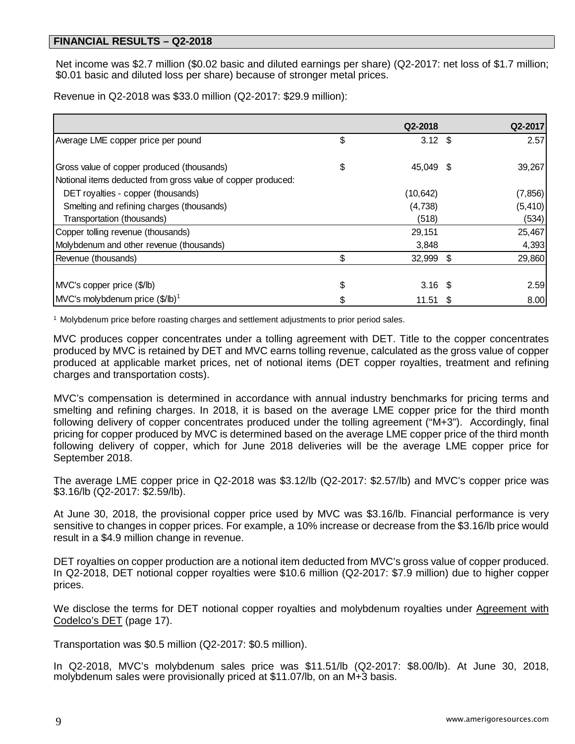## FINANCIAL RESULTS – Q2-2018

Net income was \$2.7 million (\$0.02 basic and diluted earnings per share) (Q2-2017: net loss of \$1.7 million; \$0.01 basic and diluted loss per share) because of stronger metal prices.

Revenue in Q2-2018 was \$33.0 million (Q2-2017: \$29.9 million):

| | Q2-2018 | Q2-2017 |
|---|---|---|
| Average LME copper price per pound | \$ 3.12 | \$ 2.57 |
| Gross value of copper produced (thousands) | \$ 45,049 | \$ 39,267 |
| Notional items deducted from gross value of copper produced: | | |
| DET royalties - copper (thousands) | (10,642) | (7,856) |
| Smelting and refining charges (thousands) | (4,738) | (5,410) |
| Transportation (thousands) | (518) | (534) |
| Copper tolling revenue (thousands) | 29,151 | 25,467 |
| Molybdenum and other revenue (thousands) | 3,848 | 4,393 |
| Revenue (thousands) | \$ 32,999 | \$ 29,860 |
| MVC's copper price (\$/lb) | \$ 3.16 | \$ 2.59 |
| MVC's molybdenum price (\$/lb)[1] | \$ 11.51 | \$ 8.00 |

[1] Molybdenum price before roasting charges and settlement adjustments to prior period sales.

MVC produces copper concentrates under a tolling agreement with DET. Title to the copper concentrates produced by MVC is retained by DET and MVC earns tolling revenue, calculated as the gross value of copper produced at applicable market prices, net of notional items (DET copper royalties, treatment and refining charges and transportation costs).

MVC's compensation is determined in accordance with annual industry benchmarks for pricing terms and smelting and refining charges. In 2018, it is based on the average LME copper price for the third month following delivery of copper concentrates produced under the tolling agreement ("M+3"). Accordingly, final pricing for copper produced by MVC is determined based on the average LME copper price of the third month following delivery of copper, which for June 2018 deliveries will be the average LME copper price for September 2018.

The average LME copper price in Q2-2018 was \$3.12/lb (Q2-2017: \$2.57/lb) and MVC's copper price was \$3.16/lb (Q2-2017: \$2.59/lb).

At June 30, 2018, the provisional copper price used by MVC was \$3.16/lb. Financial performance is very sensitive to changes in copper prices. For example, a 10% increase or decrease from the \$3.16/lb price would result in a \$4.9 million change in revenue.

DET royalties on copper production are a notional item deducted from MVC's gross value of copper produced. In Q2-2018, DET notional copper royalties were \$10.6 million (Q2-2017: \$7.9 million) due to higher copper prices.

We disclose the terms for DET notional copper royalties and molybdenum royalties under Agreement with Codelco's DET (page 17).

Transportation was \$0.5 million (Q2-2017: \$0.5 million).

In Q2-2018, MVC's molybdenum sales price was \$11.51/lb (Q2-2017: \$8.00/lb). At June 30, 2018, molybdenum sales were provisionally priced at \$11.07/lb, on an M+3 basis.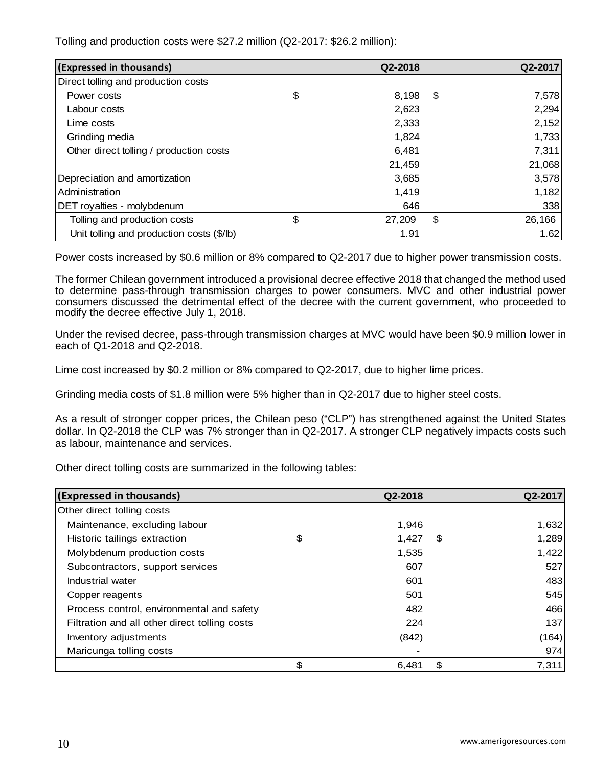Tolling and production costs were $27.2 million (Q2-2017: $26.2 million):

| (Expressed in thousands) | | Q2-2018 | | Q2-2017 |
|---|---|---|---|---|
| Direct tolling and production costs | | | | |
| Power costs | $ | 8,198 | $ | 7,578 |
| Labour costs | | 2,623 | | 2,294 |
| Lime costs | | 2,333 | | 2,152 |
| Grinding media | | 1,824 | | 1,733 |
| Other direct tolling / production costs | | 6,481 | | 7,311 |
| | | 21,459 | | 21,068 |
| Depreciation and amortization | | 3,685 | | 3,578 |
| Administration | | 1,419 | | 1,182 |
| DET royalties - molybdenum | | 646 | | 338 |
| Tolling and production costs | $ | 27,209 | $ | 26,166 |
| Unit tolling and production costs ($/lb) | | 1.91 | | 1.62 |

Power costs increased by $0.6 million or 8% compared to Q2-2017 due to higher power transmission costs.

The former Chilean government introduced a provisional decree effective 2018 that changed the method used to determine pass-through transmission charges to power consumers. MVC and other industrial power consumers discussed the detrimental effect of the decree with the current government, who proceeded to modify the decree effective July 1, 2018.

Under the revised decree, pass-through transmission charges at MVC would have been $0.9 million lower in each of Q1-2018 and Q2-2018.

Lime cost increased by $0.2 million or 8% compared to Q2-2017, due to higher lime prices.

Grinding media costs of $1.8 million were 5% higher than in Q2-2017 due to higher steel costs.

As a result of stronger copper prices, the Chilean peso ("CLP") has strengthened against the United States dollar. In Q2-2018 the CLP was 7% stronger than in Q2-2017. A stronger CLP negatively impacts costs such as labour, maintenance and services.

Other direct tolling costs are summarized in the following tables:

| (Expressed in thousands) | | Q2-2018 | | Q2-2017 |
|---|---|---|---|---|
| Other direct tolling costs | | | | |
| Maintenance, excluding labour | | 1,946 | | 1,632 |
| Historic tailings extraction | $ | 1,427 | $ | 1,289 |
| Molybdenum production costs | | 1,535 | | 1,422 |
| Subcontractors, support services | | 607 | | 527 |
| Industrial water | | 601 | | 483 |
| Copper reagents | | 501 | | 545 |
| Process control, environmental and safety | | 482 | | 466 |
| Filtration and all other direct tolling costs | | 224 | | 137 |
| Inventory adjustments | | (842) | | (164) |
| Maricunga tolling costs | | - | | 974 |
| | $ | 6,481 | $ | 7,311 |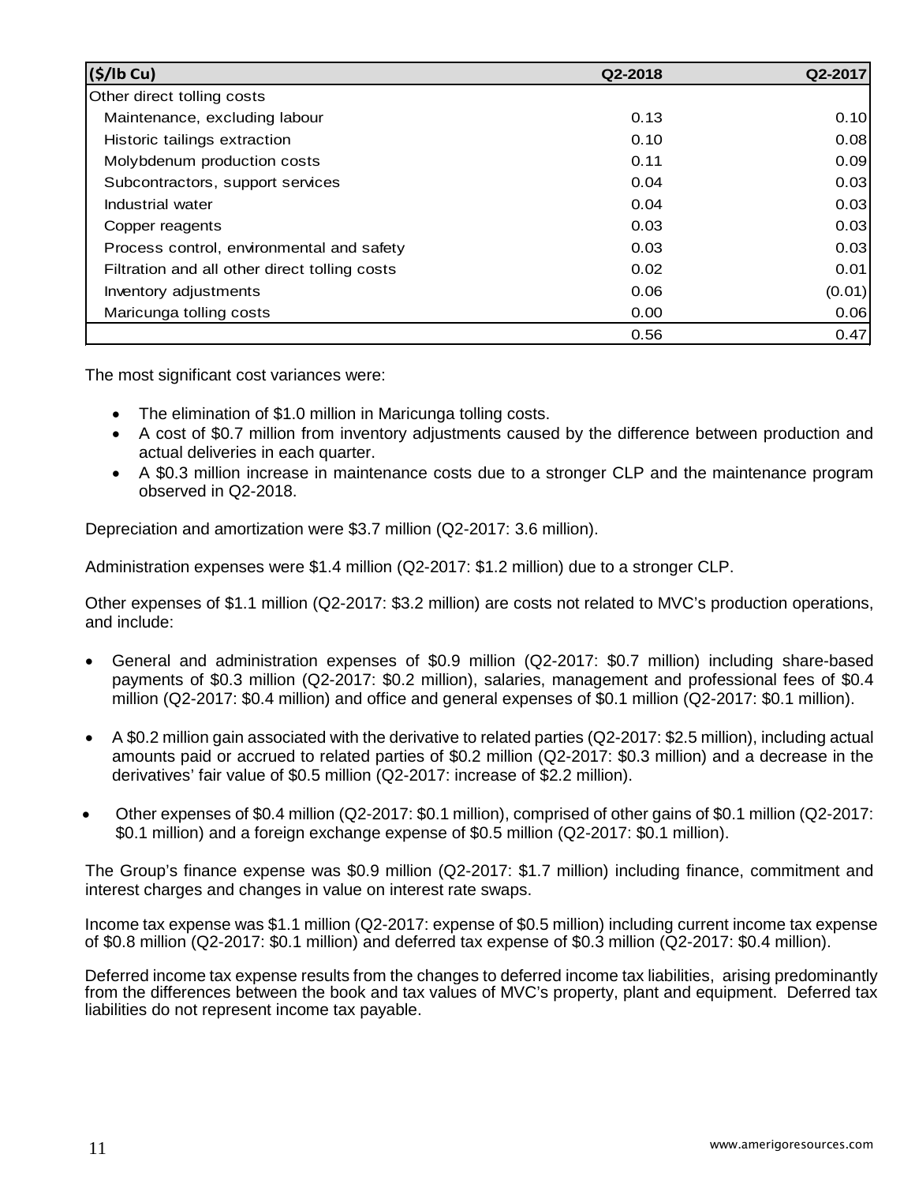| ($/lb Cu) | Q2-2018 | Q2-2017 |
|---|---|---|
| Other direct tolling costs | | |
| Maintenance, excluding labour | 0.13 | 0.10 |
| Historic tailings extraction | 0.10 | 0.08 |
| Molybdenum production costs | 0.11 | 0.09 |
| Subcontractors, support services | 0.04 | 0.03 |
| Industrial water | 0.04 | 0.03 |
| Copper reagents | 0.03 | 0.03 |
| Process control, environmental and safety | 0.03 | 0.03 |
| Filtration and all other direct tolling costs | 0.02 | 0.01 |
| Inventory adjustments | 0.06 | (0.01) |
| Maricunga tolling costs | 0.00 | 0.06 |
| | 0.56 | 0.47 |

The most significant cost variances were:

- The elimination of $1.0 million in Maricunga tolling costs.
- A cost of $0.7 million from inventory adjustments caused by the difference between production and actual deliveries in each quarter.
- A $0.3 million increase in maintenance costs due to a stronger CLP and the maintenance program observed in Q2-2018.

Depreciation and amortization were $3.7 million (Q2-2017: 3.6 million).

Administration expenses were $1.4 million (Q2-2017: $1.2 million) due to a stronger CLP.

Other expenses of $1.1 million (Q2-2017: $3.2 million) are costs not related to MVC's production operations, and include:

- General and administration expenses of $0.9 million (Q2-2017: $0.7 million) including share-based payments of $0.3 million (Q2-2017: $0.2 million), salaries, management and professional fees of $0.4 million (Q2-2017: $0.4 million) and office and general expenses of $0.1 million (Q2-2017: $0.1 million).

- A $0.2 million gain associated with the derivative to related parties (Q2-2017: $2.5 million), including actual amounts paid or accrued to related parties of $0.2 million (Q2-2017: $0.3 million) and a decrease in the derivatives' fair value of $0.5 million (Q2-2017: increase of $2.2 million).

- Other expenses of $0.4 million (Q2-2017: $0.1 million), comprised of other gains of $0.1 million (Q2-2017: $0.1 million) and a foreign exchange expense of $0.5 million (Q2-2017: $0.1 million).

The Group's finance expense was $0.9 million (Q2-2017: $1.7 million) including finance, commitment and interest charges and changes in value on interest rate swaps.

Income tax expense was $1.1 million (Q2-2017: expense of $0.5 million) including current income tax expense of $0.8 million (Q2-2017: $0.1 million) and deferred tax expense of $0.3 million (Q2-2017: $0.4 million).

Deferred income tax expense results from the changes to deferred income tax liabilities, arising predominantly from the differences between the book and tax values of MVC's property, plant and equipment. Deferred tax liabilities do not represent income tax payable.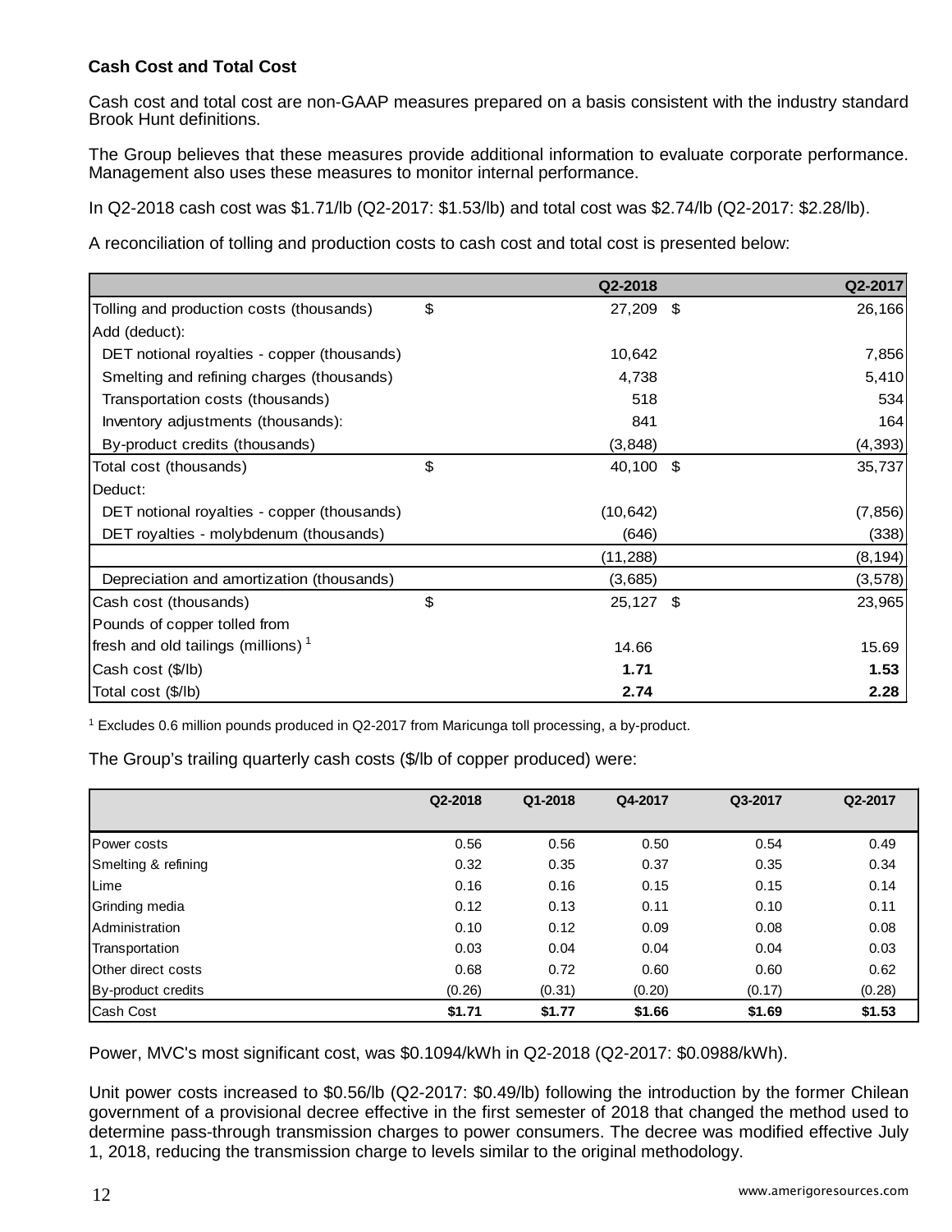### Cash Cost and Total Cost

Cash cost and total cost are non-GAAP measures prepared on a basis consistent with the industry standard Brook Hunt definitions.

The Group believes that these measures provide additional information to evaluate corporate performance. Management also uses these measures to monitor internal performance.

In Q2-2018 cash cost was $1.71/lb (Q2-2017: $1.53/lb) and total cost was $2.74/lb (Q2-2017: $2.28/lb).

A reconciliation of tolling and production costs to cash cost and total cost is presented below:

| | Q2-2018 | Q2-2017 |
|---|---|---|
| Tolling and production costs (thousands) | $ 27,209 | $ 26,166 |
| Add (deduct): | | |
| DET notional royalties - copper (thousands) | 10,642 | 7,856 |
| Smelting and refining charges (thousands) | 4,738 | 5,410 |
| Transportation costs (thousands) | 518 | 534 |
| Inventory adjustments (thousands): | 841 | 164 |
| By-product credits (thousands) | (3,848) | (4,393) |
| Total cost (thousands) | $ 40,100 | $ 35,737 |
| Deduct: | | |
| DET notional royalties - copper (thousands) | (10,642) | (7,856) |
| DET royalties - molybdenum (thousands) | (646) | (338) |
| | (11,288) | (8,194) |
| Depreciation and amortization (thousands) | (3,685) | (3,578) |
| Cash cost (thousands) | $ 25,127 | $ 23,965 |
| Pounds of copper tolled from fresh and old tailings (millions) [1] | 14.66 | 15.69 |
| Cash cost ($/lb) | **1.71** | **1.53** |
| Total cost ($/lb) | **2.74** | **2.28** |

[1] Excludes 0.6 million pounds produced in Q2-2017 from Maricunga toll processing, a by-product.

The Group's trailing quarterly cash costs ($/lb of copper produced) were:

| | Q2-2018 | Q1-2018 | Q4-2017 | Q3-2017 | Q2-2017 |
|---|---|---|---|---|---|
| Power costs | 0.56 | 0.56 | 0.50 | 0.54 | 0.49 |
| Smelting & refining | 0.32 | 0.35 | 0.37 | 0.35 | 0.34 |
| Lime | 0.16 | 0.16 | 0.15 | 0.15 | 0.14 |
| Grinding media | 0.12 | 0.13 | 0.11 | 0.10 | 0.11 |
| Administration | 0.10 | 0.12 | 0.09 | 0.08 | 0.08 |
| Transportation | 0.03 | 0.04 | 0.04 | 0.04 | 0.03 |
| Other direct costs | 0.68 | 0.72 | 0.60 | 0.60 | 0.62 |
| By-product credits | (0.26) | (0.31) | (0.20) | (0.17) | (0.28) |
| Cash Cost | **$1.71** | **$1.77** | **$1.66** | **$1.69** | **$1.53** |

Power, MVC's most significant cost, was $0.1094/kWh in Q2-2018 (Q2-2017: $0.0988/kWh).

Unit power costs increased to $0.56/lb (Q2-2017: $0.49/lb) following the introduction by the former Chilean government of a provisional decree effective in the first semester of 2018 that changed the method used to determine pass-through transmission charges to power consumers. The decree was modified effective July 1, 2018, reducing the transmission charge to levels similar to the original methodology.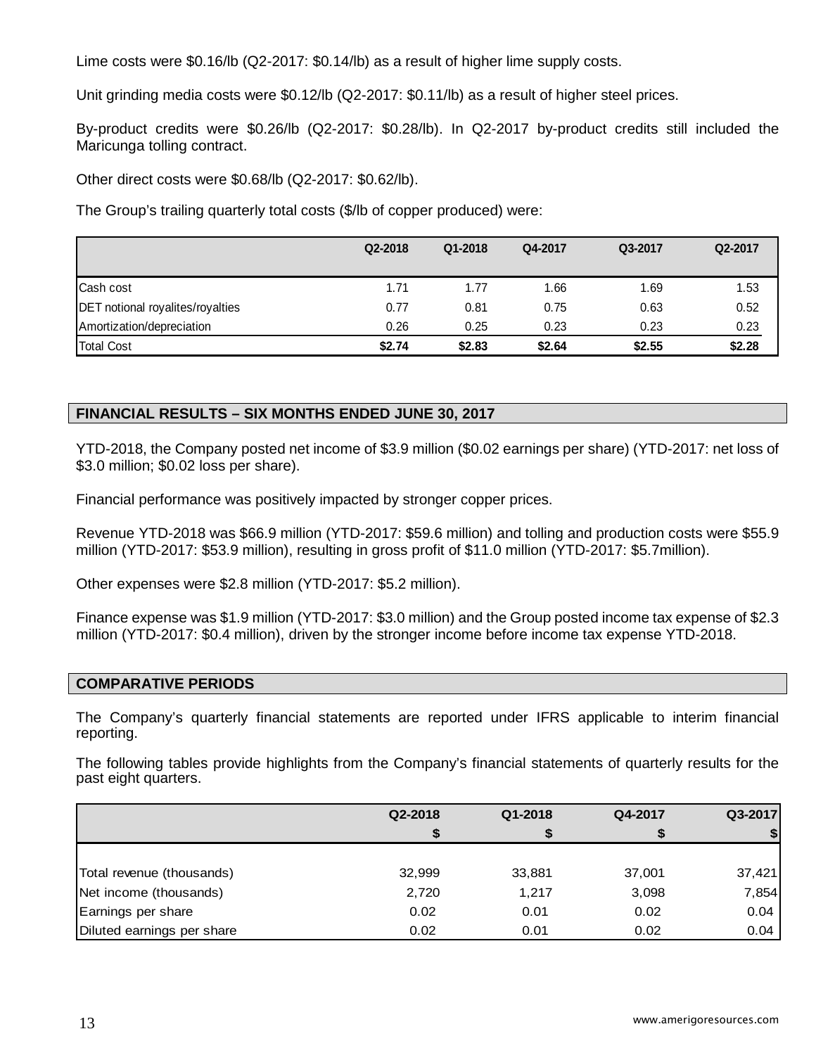Lime costs were $0.16/lb (Q2-2017: $0.14/lb) as a result of higher lime supply costs.

Unit grinding media costs were $0.12/lb (Q2-2017: $0.11/lb) as a result of higher steel prices.

By-product credits were $0.26/lb (Q2-2017: $0.28/lb). In Q2-2017 by-product credits still included the Maricunga tolling contract.

Other direct costs were $0.68/lb (Q2-2017: $0.62/lb).

The Group's trailing quarterly total costs ($/lb of copper produced) were:

| | Q2-2018 | Q1-2018 | Q4-2017 | Q3-2017 | Q2-2017 |
|---|---|---|---|---|---|
| Cash cost | 1.71 | 1.77 | 1.66 | 1.69 | 1.53 |
| DET notional royalites/royalties | 0.77 | 0.81 | 0.75 | 0.63 | 0.52 |
| Amortization/depreciation | 0.26 | 0.25 | 0.23 | 0.23 | 0.23 |
| Total Cost | **$2.74** | **$2.83** | **$2.64** | **$2.55** | **$2.28** |

## FINANCIAL RESULTS – SIX MONTHS ENDED JUNE 30, 2017

YTD-2018, the Company posted net income of $3.9 million ($0.02 earnings per share) (YTD-2017: net loss of $3.0 million; $0.02 loss per share).

Financial performance was positively impacted by stronger copper prices.

Revenue YTD-2018 was $66.9 million (YTD-2017: $59.6 million) and tolling and production costs were $55.9 million (YTD-2017: $53.9 million), resulting in gross profit of $11.0 million (YTD-2017: $5.7million).

Other expenses were $2.8 million (YTD-2017: $5.2 million).

Finance expense was $1.9 million (YTD-2017: $3.0 million) and the Group posted income tax expense of $2.3 million (YTD-2017: $0.4 million), driven by the stronger income before income tax expense YTD-2018.

## COMPARATIVE PERIODS

The Company's quarterly financial statements are reported under IFRS applicable to interim financial reporting.

The following tables provide highlights from the Company's financial statements of quarterly results for the past eight quarters.

| | Q2-2018 | Q1-2018 | Q4-2017 | Q3-2017 |
|---|---|---|---|---|
| | $ | $ | $ | $ |
| Total revenue (thousands) | 32,999 | 33,881 | 37,001 | 37,421 |
| Net income (thousands) | 2,720 | 1,217 | 3,098 | 7,854 |
| Earnings per share | 0.02 | 0.01 | 0.02 | 0.04 |
| Diluted earnings per share | 0.02 | 0.01 | 0.02 | 0.04 |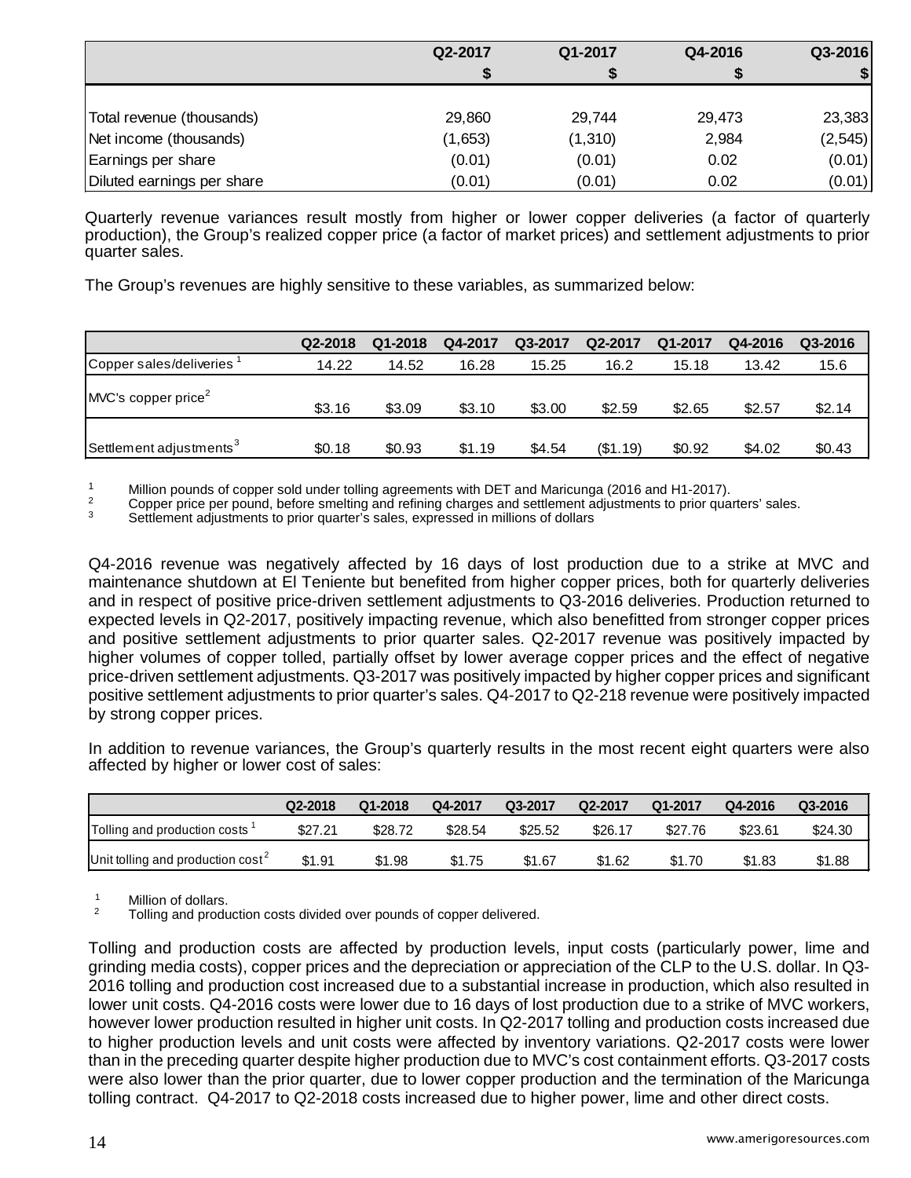| | Q2-2017 | Q1-2017 | Q4-2016 | Q3-2016 |
|---|---|---|---|---|
| | $ | $ | $ | $ |
| Total revenue (thousands) | 29,860 | 29,744 | 29,473 | 23,383 |
| Net income (thousands) | (1,653) | (1,310) | 2,984 | (2,545) |
| Earnings per share | (0.01) | (0.01) | 0.02 | (0.01) |
| Diluted earnings per share | (0.01) | (0.01) | 0.02 | (0.01) |

Quarterly revenue variances result mostly from higher or lower copper deliveries (a factor of quarterly production), the Group's realized copper price (a factor of market prices) and settlement adjustments to prior quarter sales.

The Group's revenues are highly sensitive to these variables, as summarized below:

| | Q2-2018 | Q1-2018 | Q4-2017 | Q3-2017 | Q2-2017 | Q1-2017 | Q4-2016 | Q3-2016 |
|---|---|---|---|---|---|---|---|---|
| Copper sales/deliveries [1] | 14.22 | 14.52 | 16.28 | 15.25 | 16.2 | 15.18 | 13.42 | 15.6 |
| MVC's copper price[2] | $3.16 | $3.09 | $3.10 | $3.00 | $2.59 | $2.65 | $2.57 | $2.14 |
| Settlement adjustments[3] | $0.18 | $0.93 | $1.19 | $4.54 | ($1.19) | $0.92 | $4.02 | $0.43 |

[1] Million pounds of copper sold under tolling agreements with DET and Maricunga (2016 and H1-2017).
[2] Copper price per pound, before smelting and refining charges and settlement adjustments to prior quarters' sales.
[3] Settlement adjustments to prior quarter's sales, expressed in millions of dollars

Q4-2016 revenue was negatively affected by 16 days of lost production due to a strike at MVC and maintenance shutdown at El Teniente but benefited from higher copper prices, both for quarterly deliveries and in respect of positive price-driven settlement adjustments to Q3-2016 deliveries. Production returned to expected levels in Q2-2017, positively impacting revenue, which also benefitted from stronger copper prices and positive settlement adjustments to prior quarter sales. Q2-2017 revenue was positively impacted by higher volumes of copper tolled, partially offset by lower average copper prices and the effect of negative price-driven settlement adjustments. Q3-2017 was positively impacted by higher copper prices and significant positive settlement adjustments to prior quarter's sales. Q4-2017 to Q2-218 revenue were positively impacted by strong copper prices.

In addition to revenue variances, the Group's quarterly results in the most recent eight quarters were also affected by higher or lower cost of sales:

| | Q2-2018 | Q1-2018 | Q4-2017 | Q3-2017 | Q2-2017 | Q1-2017 | Q4-2016 | Q3-2016 |
|---|---|---|---|---|---|---|---|---|
| Tolling and production costs [1] | $27.21 | $28.72 | $28.54 | $25.52 | $26.17 | $27.76 | $23.61 | $24.30 |
| Unit tolling and production cost[2] | $1.91 | $1.98 | $1.75 | $1.67 | $1.62 | $1.70 | $1.83 | $1.88 |

[1] Million of dollars.
[2] Tolling and production costs divided over pounds of copper delivered.

Tolling and production costs are affected by production levels, input costs (particularly power, lime and grinding media costs), copper prices and the depreciation or appreciation of the CLP to the U.S. dollar. In Q3-2016 tolling and production cost increased due to a substantial increase in production, which also resulted in lower unit costs. Q4-2016 costs were lower due to 16 days of lost production due to a strike of MVC workers, however lower production resulted in higher unit costs. In Q2-2017 tolling and production costs increased due to higher production levels and unit costs were affected by inventory variations. Q2-2017 costs were lower than in the preceding quarter despite higher production due to MVC's cost containment efforts. Q3-2017 costs were also lower than the prior quarter, due to lower copper production and the termination of the Maricunga tolling contract. Q4-2017 to Q2-2018 costs increased due to higher power, lime and other direct costs.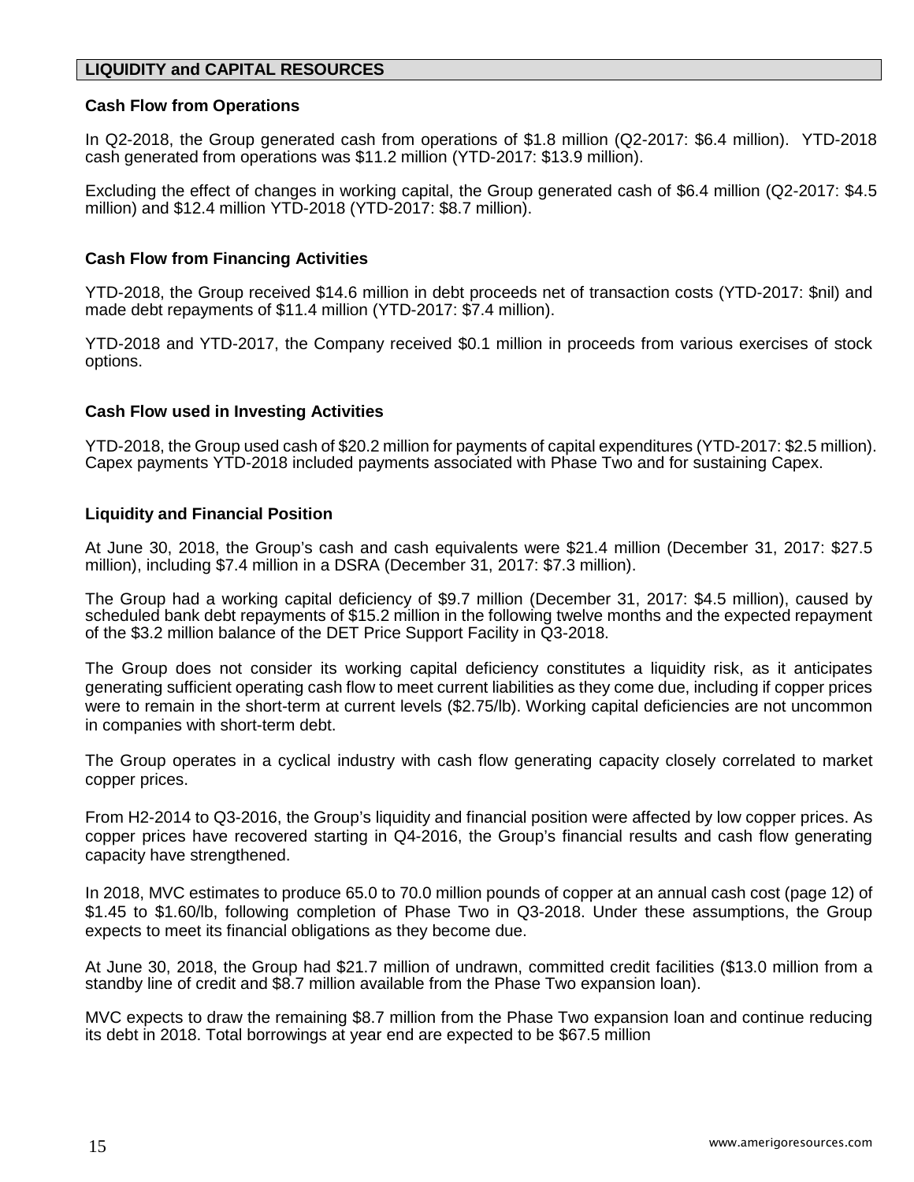## LIQUIDITY and CAPITAL RESOURCES

### Cash Flow from Operations

In Q2-2018, the Group generated cash from operations of $1.8 million (Q2-2017: $6.4 million). YTD-2018 cash generated from operations was $11.2 million (YTD-2017: $13.9 million).

Excluding the effect of changes in working capital, the Group generated cash of $6.4 million (Q2-2017: $4.5 million) and $12.4 million YTD-2018 (YTD-2017: $8.7 million).

### Cash Flow from Financing Activities

YTD-2018, the Group received $14.6 million in debt proceeds net of transaction costs (YTD-2017: $nil) and made debt repayments of $11.4 million (YTD-2017: $7.4 million).

YTD-2018 and YTD-2017, the Company received $0.1 million in proceeds from various exercises of stock options.

### Cash Flow used in Investing Activities

YTD-2018, the Group used cash of $20.2 million for payments of capital expenditures (YTD-2017: $2.5 million). Capex payments YTD-2018 included payments associated with Phase Two and for sustaining Capex.

### Liquidity and Financial Position

At June 30, 2018, the Group's cash and cash equivalents were $21.4 million (December 31, 2017: $27.5 million), including $7.4 million in a DSRA (December 31, 2017: $7.3 million).

The Group had a working capital deficiency of $9.7 million (December 31, 2017: $4.5 million), caused by scheduled bank debt repayments of $15.2 million in the following twelve months and the expected repayment of the $3.2 million balance of the DET Price Support Facility in Q3-2018.

The Group does not consider its working capital deficiency constitutes a liquidity risk, as it anticipates generating sufficient operating cash flow to meet current liabilities as they come due, including if copper prices were to remain in the short-term at current levels ($2.75/lb). Working capital deficiencies are not uncommon in companies with short-term debt.

The Group operates in a cyclical industry with cash flow generating capacity closely correlated to market copper prices.

From H2-2014 to Q3-2016, the Group's liquidity and financial position were affected by low copper prices. As copper prices have recovered starting in Q4-2016, the Group's financial results and cash flow generating capacity have strengthened.

In 2018, MVC estimates to produce 65.0 to 70.0 million pounds of copper at an annual cash cost (page 12) of $1.45 to $1.60/lb, following completion of Phase Two in Q3-2018. Under these assumptions, the Group expects to meet its financial obligations as they become due.

At June 30, 2018, the Group had $21.7 million of undrawn, committed credit facilities ($13.0 million from a standby line of credit and $8.7 million available from the Phase Two expansion loan).

MVC expects to draw the remaining $8.7 million from the Phase Two expansion loan and continue reducing its debt in 2018. Total borrowings at year end are expected to be $67.5 million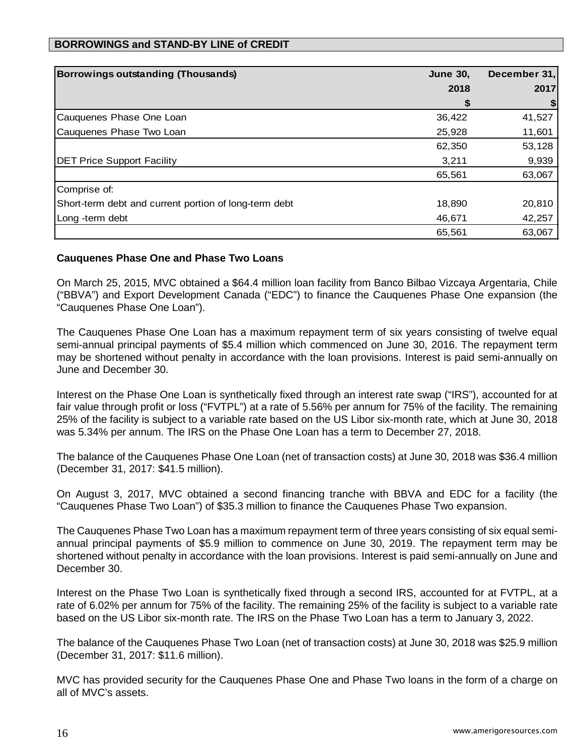## BORROWINGS and STAND-BY LINE of CREDIT

| Borrowings outstanding (Thousands) | June 30, 2018 $ | December 31, 2017 $ |
|---|---|---|
| Cauquenes Phase One Loan | 36,422 | 41,527 |
| Cauquenes Phase Two Loan | 25,928 | 11,601 |
| | 62,350 | 53,128 |
| DET Price Support Facility | 3,211 | 9,939 |
| | 65,561 | 63,067 |
| Comprise of: | | |
| Short-term debt and current portion of long-term debt | 18,890 | 20,810 |
| Long -term debt | 46,671 | 42,257 |
| | 65,561 | 63,067 |

**Cauquenes Phase One and Phase Two Loans**

On March 25, 2015, MVC obtained a $64.4 million loan facility from Banco Bilbao Vizcaya Argentaria, Chile ("BBVA") and Export Development Canada ("EDC") to finance the Cauquenes Phase One expansion (the "Cauquenes Phase One Loan").

The Cauquenes Phase One Loan has a maximum repayment term of six years consisting of twelve equal semi-annual principal payments of $5.4 million which commenced on June 30, 2016. The repayment term may be shortened without penalty in accordance with the loan provisions. Interest is paid semi-annually on June and December 30.

Interest on the Phase One Loan is synthetically fixed through an interest rate swap ("IRS"), accounted for at fair value through profit or loss ("FVTPL") at a rate of 5.56% per annum for 75% of the facility. The remaining 25% of the facility is subject to a variable rate based on the US Libor six-month rate, which at June 30, 2018 was 5.34% per annum. The IRS on the Phase One Loan has a term to December 27, 2018.

The balance of the Cauquenes Phase One Loan (net of transaction costs) at June 30, 2018 was $36.4 million (December 31, 2017: $41.5 million).

On August 3, 2017, MVC obtained a second financing tranche with BBVA and EDC for a facility (the "Cauquenes Phase Two Loan") of $35.3 million to finance the Cauquenes Phase Two expansion.

The Cauquenes Phase Two Loan has a maximum repayment term of three years consisting of six equal semi-annual principal payments of $5.9 million to commence on June 30, 2019. The repayment term may be shortened without penalty in accordance with the loan provisions. Interest is paid semi-annually on June and December 30.

Interest on the Phase Two Loan is synthetically fixed through a second IRS, accounted for at FVTPL, at a rate of 6.02% per annum for 75% of the facility. The remaining 25% of the facility is subject to a variable rate based on the US Libor six-month rate. The IRS on the Phase Two Loan has a term to January 3, 2022.

The balance of the Cauquenes Phase Two Loan (net of transaction costs) at June 30, 2018 was $25.9 million (December 31, 2017: $11.6 million).

MVC has provided security for the Cauquenes Phase One and Phase Two loans in the form of a charge on all of MVC's assets.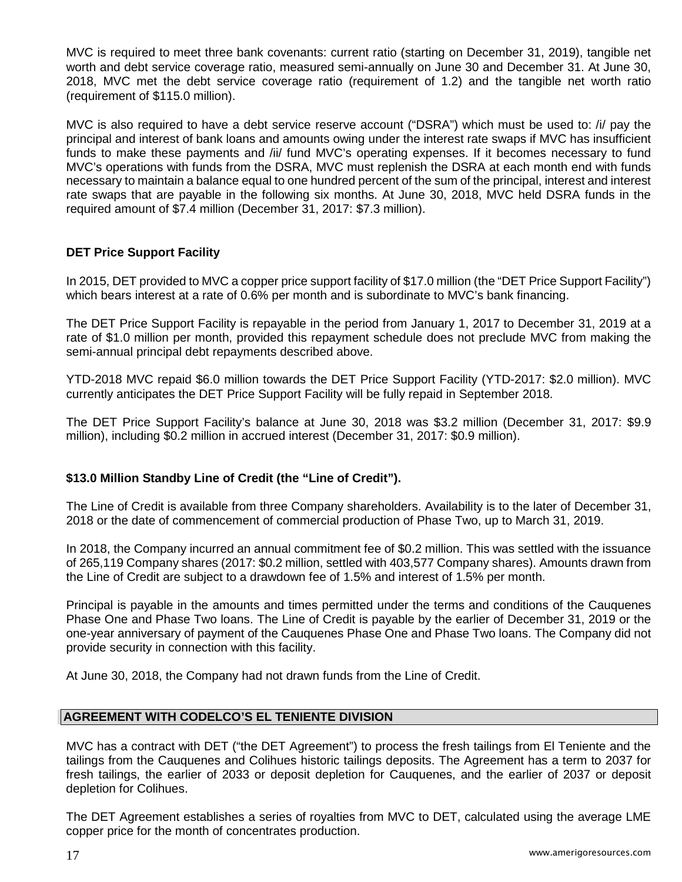MVC is required to meet three bank covenants: current ratio (starting on December 31, 2019), tangible net worth and debt service coverage ratio, measured semi-annually on June 30 and December 31. At June 30, 2018, MVC met the debt service coverage ratio (requirement of 1.2) and the tangible net worth ratio (requirement of $115.0 million).

MVC is also required to have a debt service reserve account ("DSRA") which must be used to: /i/ pay the principal and interest of bank loans and amounts owing under the interest rate swaps if MVC has insufficient funds to make these payments and /ii/ fund MVC's operating expenses. If it becomes necessary to fund MVC's operations with funds from the DSRA, MVC must replenish the DSRA at each month end with funds necessary to maintain a balance equal to one hundred percent of the sum of the principal, interest and interest rate swaps that are payable in the following six months. At June 30, 2018, MVC held DSRA funds in the required amount of $7.4 million (December 31, 2017: $7.3 million).

### DET Price Support Facility

In 2015, DET provided to MVC a copper price support facility of $17.0 million (the "DET Price Support Facility") which bears interest at a rate of 0.6% per month and is subordinate to MVC's bank financing.

The DET Price Support Facility is repayable in the period from January 1, 2017 to December 31, 2019 at a rate of $1.0 million per month, provided this repayment schedule does not preclude MVC from making the semi-annual principal debt repayments described above.

YTD-2018 MVC repaid $6.0 million towards the DET Price Support Facility (YTD-2017: $2.0 million). MVC currently anticipates the DET Price Support Facility will be fully repaid in September 2018.

The DET Price Support Facility's balance at June 30, 2018 was $3.2 million (December 31, 2017: $9.9 million), including $0.2 million in accrued interest (December 31, 2017: $0.9 million).

### $13.0 Million Standby Line of Credit (the "Line of Credit").

The Line of Credit is available from three Company shareholders. Availability is to the later of December 31, 2018 or the date of commencement of commercial production of Phase Two, up to March 31, 2019.

In 2018, the Company incurred an annual commitment fee of $0.2 million. This was settled with the issuance of 265,119 Company shares (2017: $0.2 million, settled with 403,577 Company shares). Amounts drawn from the Line of Credit are subject to a drawdown fee of 1.5% and interest of 1.5% per month.

Principal is payable in the amounts and times permitted under the terms and conditions of the Cauquenes Phase One and Phase Two loans. The Line of Credit is payable by the earlier of December 31, 2019 or the one-year anniversary of payment of the Cauquenes Phase One and Phase Two loans. The Company did not provide security in connection with this facility.

At June 30, 2018, the Company had not drawn funds from the Line of Credit.

## AGREEMENT WITH CODELCO'S EL TENIENTE DIVISION

MVC has a contract with DET ("the DET Agreement") to process the fresh tailings from El Teniente and the tailings from the Cauquenes and Colihues historic tailings deposits. The Agreement has a term to 2037 for fresh tailings, the earlier of 2033 or deposit depletion for Cauquenes, and the earlier of 2037 or deposit depletion for Colihues.

The DET Agreement establishes a series of royalties from MVC to DET, calculated using the average LME copper price for the month of concentrates production.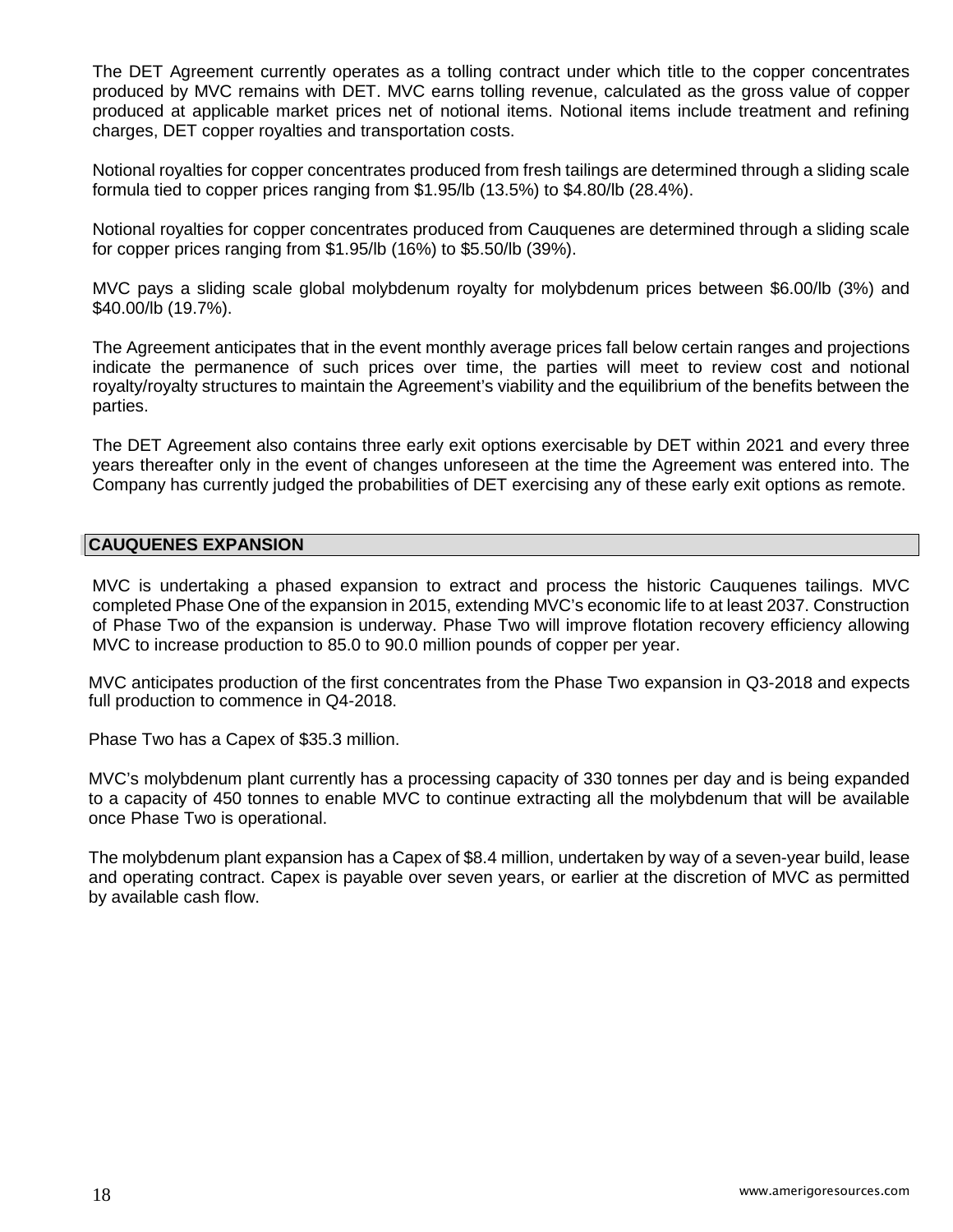The DET Agreement currently operates as a tolling contract under which title to the copper concentrates produced by MVC remains with DET. MVC earns tolling revenue, calculated as the gross value of copper produced at applicable market prices net of notional items. Notional items include treatment and refining charges, DET copper royalties and transportation costs.

Notional royalties for copper concentrates produced from fresh tailings are determined through a sliding scale formula tied to copper prices ranging from $1.95/lb (13.5%) to $4.80/lb (28.4%).

Notional royalties for copper concentrates produced from Cauquenes are determined through a sliding scale for copper prices ranging from $1.95/lb (16%) to $5.50/lb (39%).

MVC pays a sliding scale global molybdenum royalty for molybdenum prices between $6.00/lb (3%) and $40.00/lb (19.7%).

The Agreement anticipates that in the event monthly average prices fall below certain ranges and projections indicate the permanence of such prices over time, the parties will meet to review cost and notional royalty/royalty structures to maintain the Agreement's viability and the equilibrium of the benefits between the parties.

The DET Agreement also contains three early exit options exercisable by DET within 2021 and every three years thereafter only in the event of changes unforeseen at the time the Agreement was entered into. The Company has currently judged the probabilities of DET exercising any of these early exit options as remote.

## CAUQUENES EXPANSION

MVC is undertaking a phased expansion to extract and process the historic Cauquenes tailings. MVC completed Phase One of the expansion in 2015, extending MVC's economic life to at least 2037. Construction of Phase Two of the expansion is underway. Phase Two will improve flotation recovery efficiency allowing MVC to increase production to 85.0 to 90.0 million pounds of copper per year.

MVC anticipates production of the first concentrates from the Phase Two expansion in Q3-2018 and expects full production to commence in Q4-2018.

Phase Two has a Capex of $35.3 million.

MVC's molybdenum plant currently has a processing capacity of 330 tonnes per day and is being expanded to a capacity of 450 tonnes to enable MVC to continue extracting all the molybdenum that will be available once Phase Two is operational.

The molybdenum plant expansion has a Capex of $8.4 million, undertaken by way of a seven-year build, lease and operating contract. Capex is payable over seven years, or earlier at the discretion of MVC as permitted by available cash flow.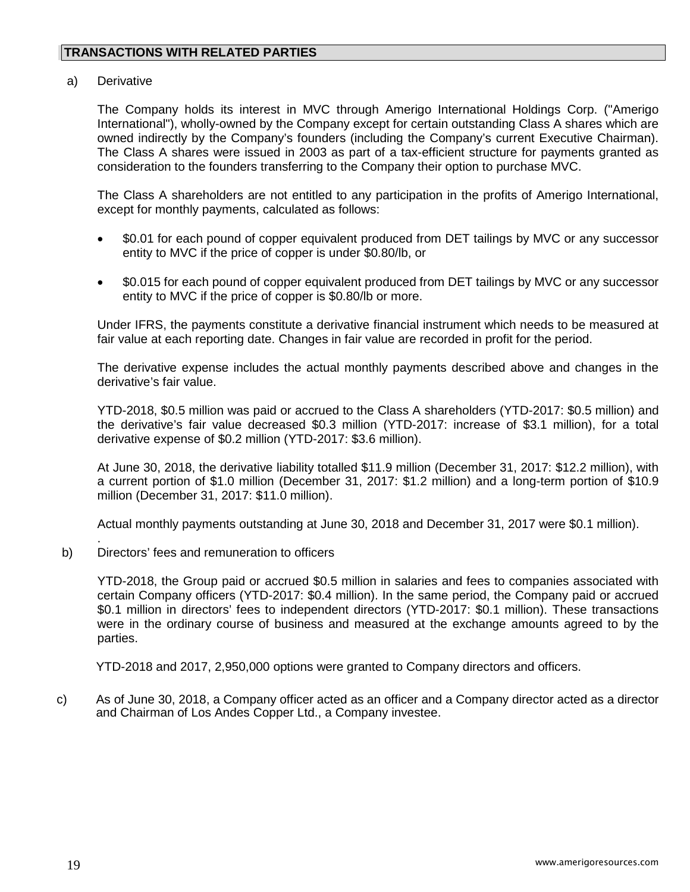## TRANSACTIONS WITH RELATED PARTIES

a) Derivative

The Company holds its interest in MVC through Amerigo International Holdings Corp. ("Amerigo International"), wholly-owned by the Company except for certain outstanding Class A shares which are owned indirectly by the Company's founders (including the Company's current Executive Chairman). The Class A shares were issued in 2003 as part of a tax-efficient structure for payments granted as consideration to the founders transferring to the Company their option to purchase MVC.

The Class A shareholders are not entitled to any participation in the profits of Amerigo International, except for monthly payments, calculated as follows:

- $0.01 for each pound of copper equivalent produced from DET tailings by MVC or any successor entity to MVC if the price of copper is under $0.80/lb, or
- $0.015 for each pound of copper equivalent produced from DET tailings by MVC or any successor entity to MVC if the price of copper is $0.80/lb or more.

Under IFRS, the payments constitute a derivative financial instrument which needs to be measured at fair value at each reporting date. Changes in fair value are recorded in profit for the period.

The derivative expense includes the actual monthly payments described above and changes in the derivative's fair value.

YTD-2018, $0.5 million was paid or accrued to the Class A shareholders (YTD-2017: $0.5 million) and the derivative's fair value decreased $0.3 million (YTD-2017: increase of $3.1 million), for a total derivative expense of $0.2 million (YTD-2017: $3.6 million).

At June 30, 2018, the derivative liability totalled $11.9 million (December 31, 2017: $12.2 million), with a current portion of $1.0 million (December 31, 2017: $1.2 million) and a long-term portion of $10.9 million (December 31, 2017: $11.0 million).

Actual monthly payments outstanding at June 30, 2018 and December 31, 2017 were $0.1 million).

b) Directors' fees and remuneration to officers

YTD-2018, the Group paid or accrued $0.5 million in salaries and fees to companies associated with certain Company officers (YTD-2017: $0.4 million). In the same period, the Company paid or accrued $0.1 million in directors' fees to independent directors (YTD-2017: $0.1 million). These transactions were in the ordinary course of business and measured at the exchange amounts agreed to by the parties.

YTD-2018 and 2017, 2,950,000 options were granted to Company directors and officers.

c) As of June 30, 2018, a Company officer acted as an officer and a Company director acted as a director and Chairman of Los Andes Copper Ltd., a Company investee.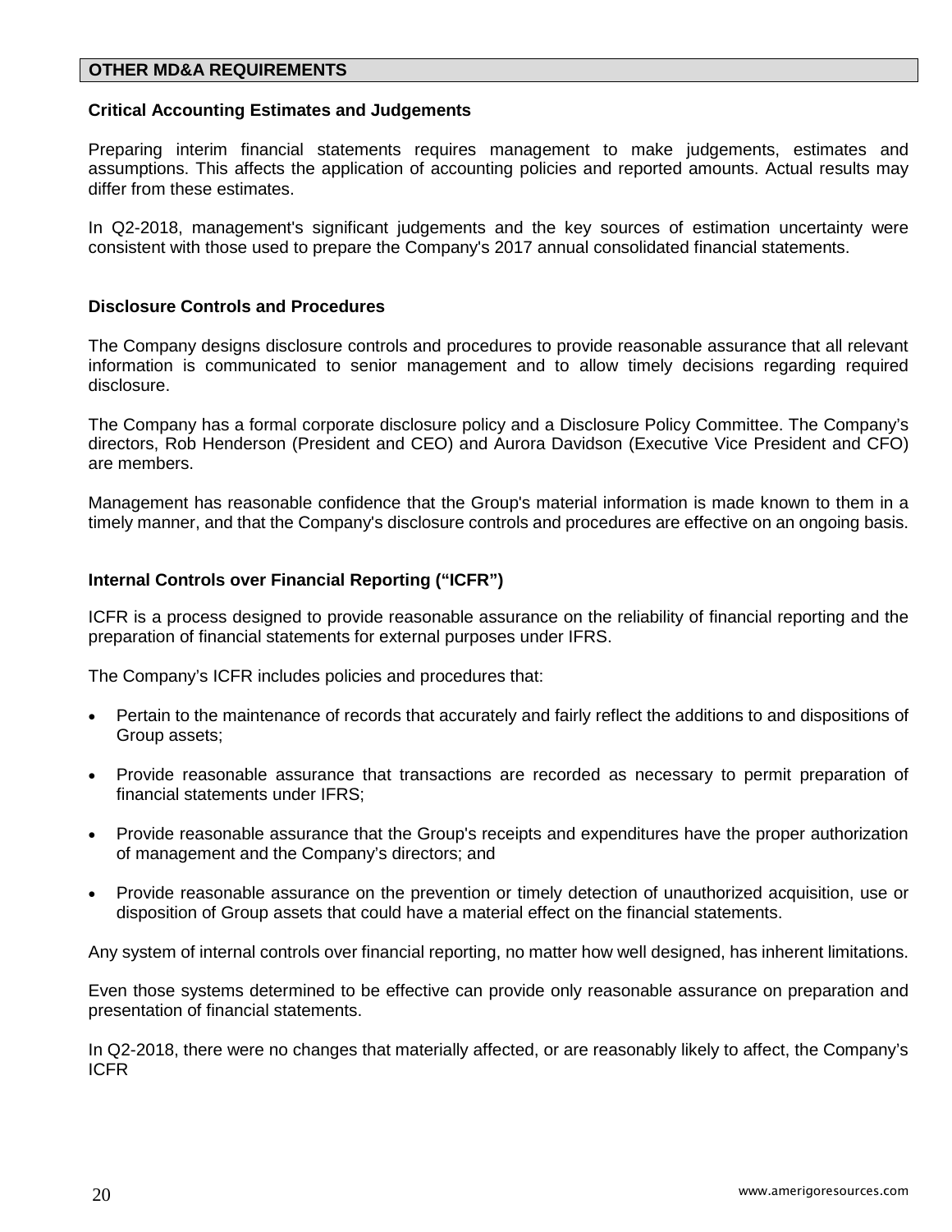## OTHER MD&A REQUIREMENTS

### Critical Accounting Estimates and Judgements

Preparing interim financial statements requires management to make judgements, estimates and assumptions. This affects the application of accounting policies and reported amounts. Actual results may differ from these estimates.

In Q2-2018, management's significant judgements and the key sources of estimation uncertainty were consistent with those used to prepare the Company's 2017 annual consolidated financial statements.

### Disclosure Controls and Procedures

The Company designs disclosure controls and procedures to provide reasonable assurance that all relevant information is communicated to senior management and to allow timely decisions regarding required disclosure.

The Company has a formal corporate disclosure policy and a Disclosure Policy Committee. The Company's directors, Rob Henderson (President and CEO) and Aurora Davidson (Executive Vice President and CFO) are members.

Management has reasonable confidence that the Group's material information is made known to them in a timely manner, and that the Company's disclosure controls and procedures are effective on an ongoing basis.

### Internal Controls over Financial Reporting ("ICFR")

ICFR is a process designed to provide reasonable assurance on the reliability of financial reporting and the preparation of financial statements for external purposes under IFRS.

The Company's ICFR includes policies and procedures that:

- Pertain to the maintenance of records that accurately and fairly reflect the additions to and dispositions of Group assets;
- Provide reasonable assurance that transactions are recorded as necessary to permit preparation of financial statements under IFRS;
- Provide reasonable assurance that the Group's receipts and expenditures have the proper authorization of management and the Company's directors; and
- Provide reasonable assurance on the prevention or timely detection of unauthorized acquisition, use or disposition of Group assets that could have a material effect on the financial statements.

Any system of internal controls over financial reporting, no matter how well designed, has inherent limitations.

Even those systems determined to be effective can provide only reasonable assurance on preparation and presentation of financial statements.

In Q2-2018, there were no changes that materially affected, or are reasonably likely to affect, the Company's ICFR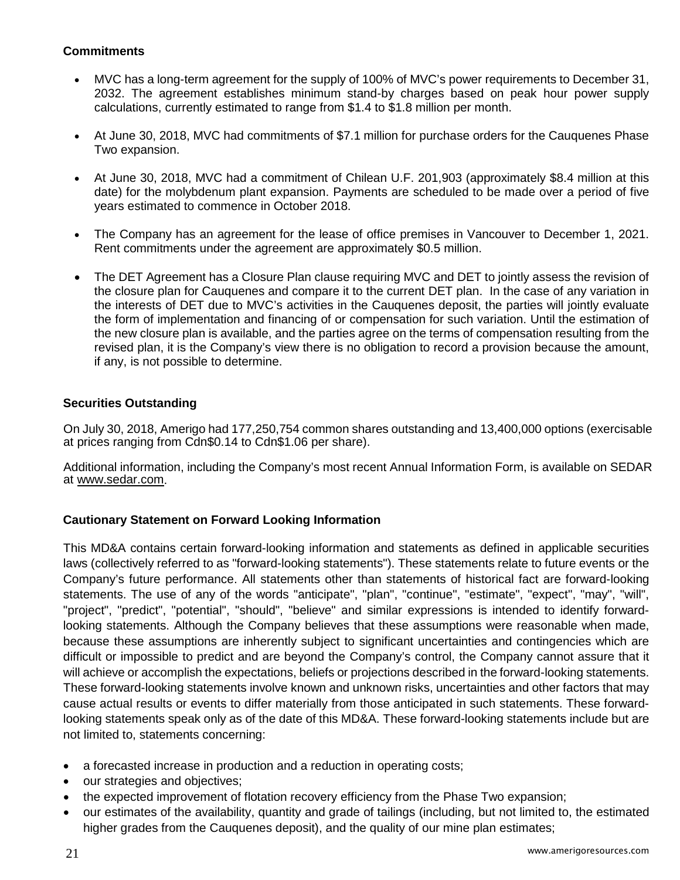### Commitments

- MVC has a long-term agreement for the supply of 100% of MVC's power requirements to December 31, 2032. The agreement establishes minimum stand-by charges based on peak hour power supply calculations, currently estimated to range from $1.4 to $1.8 million per month.
- At June 30, 2018, MVC had commitments of $7.1 million for purchase orders for the Cauquenes Phase Two expansion.
- At June 30, 2018, MVC had a commitment of Chilean U.F. 201,903 (approximately $8.4 million at this date) for the molybdenum plant expansion. Payments are scheduled to be made over a period of five years estimated to commence in October 2018.
- The Company has an agreement for the lease of office premises in Vancouver to December 1, 2021. Rent commitments under the agreement are approximately $0.5 million.
- The DET Agreement has a Closure Plan clause requiring MVC and DET to jointly assess the revision of the closure plan for Cauquenes and compare it to the current DET plan. In the case of any variation in the interests of DET due to MVC's activities in the Cauquenes deposit, the parties will jointly evaluate the form of implementation and financing of or compensation for such variation. Until the estimation of the new closure plan is available, and the parties agree on the terms of compensation resulting from the revised plan, it is the Company's view there is no obligation to record a provision because the amount, if any, is not possible to determine.

### Securities Outstanding

On July 30, 2018, Amerigo had 177,250,754 common shares outstanding and 13,400,000 options (exercisable at prices ranging from Cdn$0.14 to Cdn$1.06 per share).

Additional information, including the Company's most recent Annual Information Form, is available on SEDAR at www.sedar.com.

### Cautionary Statement on Forward Looking Information

This MD&A contains certain forward-looking information and statements as defined in applicable securities laws (collectively referred to as "forward-looking statements"). These statements relate to future events or the Company's future performance. All statements other than statements of historical fact are forward-looking statements. The use of any of the words "anticipate", "plan", "continue", "estimate", "expect", "may", "will", "project", "predict", "potential", "should", "believe" and similar expressions is intended to identify forward-looking statements. Although the Company believes that these assumptions were reasonable when made, because these assumptions are inherently subject to significant uncertainties and contingencies which are difficult or impossible to predict and are beyond the Company's control, the Company cannot assure that it will achieve or accomplish the expectations, beliefs or projections described in the forward-looking statements. These forward-looking statements involve known and unknown risks, uncertainties and other factors that may cause actual results or events to differ materially from those anticipated in such statements. These forward-looking statements speak only as of the date of this MD&A. These forward-looking statements include but are not limited to, statements concerning:

- a forecasted increase in production and a reduction in operating costs;
- our strategies and objectives;
- the expected improvement of flotation recovery efficiency from the Phase Two expansion;
- our estimates of the availability, quantity and grade of tailings (including, but not limited to, the estimated higher grades from the Cauquenes deposit), and the quality of our mine plan estimates;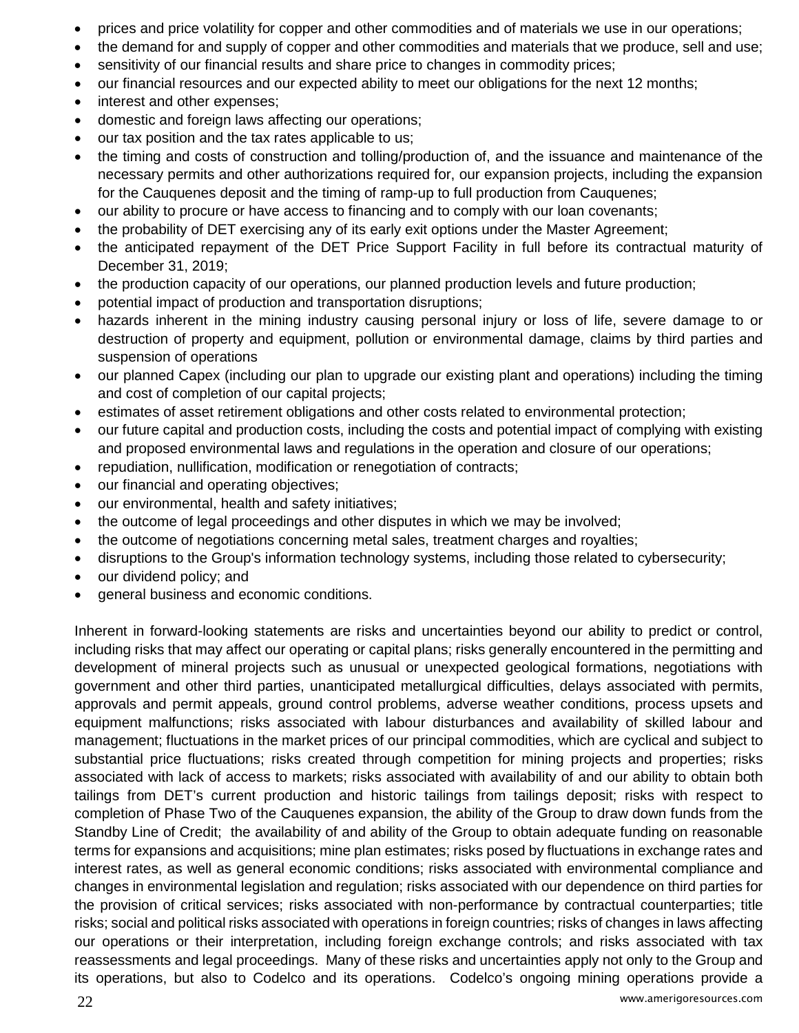- prices and price volatility for copper and other commodities and of materials we use in our operations;
- the demand for and supply of copper and other commodities and materials that we produce, sell and use;
- sensitivity of our financial results and share price to changes in commodity prices;
- our financial resources and our expected ability to meet our obligations for the next 12 months;
- interest and other expenses;
- domestic and foreign laws affecting our operations;
- our tax position and the tax rates applicable to us;
- the timing and costs of construction and tolling/production of, and the issuance and maintenance of the necessary permits and other authorizations required for, our expansion projects, including the expansion for the Cauquenes deposit and the timing of ramp-up to full production from Cauquenes;
- our ability to procure or have access to financing and to comply with our loan covenants;
- the probability of DET exercising any of its early exit options under the Master Agreement;
- the anticipated repayment of the DET Price Support Facility in full before its contractual maturity of December 31, 2019;
- the production capacity of our operations, our planned production levels and future production;
- potential impact of production and transportation disruptions;
- hazards inherent in the mining industry causing personal injury or loss of life, severe damage to or destruction of property and equipment, pollution or environmental damage, claims by third parties and suspension of operations
- our planned Capex (including our plan to upgrade our existing plant and operations) including the timing and cost of completion of our capital projects;
- estimates of asset retirement obligations and other costs related to environmental protection;
- our future capital and production costs, including the costs and potential impact of complying with existing and proposed environmental laws and regulations in the operation and closure of our operations;
- repudiation, nullification, modification or renegotiation of contracts;
- our financial and operating objectives;
- our environmental, health and safety initiatives;
- the outcome of legal proceedings and other disputes in which we may be involved;
- the outcome of negotiations concerning metal sales, treatment charges and royalties;
- disruptions to the Group's information technology systems, including those related to cybersecurity;
- our dividend policy; and
- general business and economic conditions.

Inherent in forward-looking statements are risks and uncertainties beyond our ability to predict or control, including risks that may affect our operating or capital plans; risks generally encountered in the permitting and development of mineral projects such as unusual or unexpected geological formations, negotiations with government and other third parties, unanticipated metallurgical difficulties, delays associated with permits, approvals and permit appeals, ground control problems, adverse weather conditions, process upsets and equipment malfunctions; risks associated with labour disturbances and availability of skilled labour and management; fluctuations in the market prices of our principal commodities, which are cyclical and subject to substantial price fluctuations; risks created through competition for mining projects and properties; risks associated with lack of access to markets; risks associated with availability of and our ability to obtain both tailings from DET's current production and historic tailings from tailings deposit; risks with respect to completion of Phase Two of the Cauquenes expansion, the ability of the Group to draw down funds from the Standby Line of Credit; the availability of and ability of the Group to obtain adequate funding on reasonable terms for expansions and acquisitions; mine plan estimates; risks posed by fluctuations in exchange rates and interest rates, as well as general economic conditions; risks associated with environmental compliance and changes in environmental legislation and regulation; risks associated with our dependence on third parties for the provision of critical services; risks associated with non-performance by contractual counterparties; title risks; social and political risks associated with operations in foreign countries; risks of changes in laws affecting our operations or their interpretation, including foreign exchange controls; and risks associated with tax reassessments and legal proceedings. Many of these risks and uncertainties apply not only to the Group and its operations, but also to Codelco and its operations. Codelco's ongoing mining operations provide a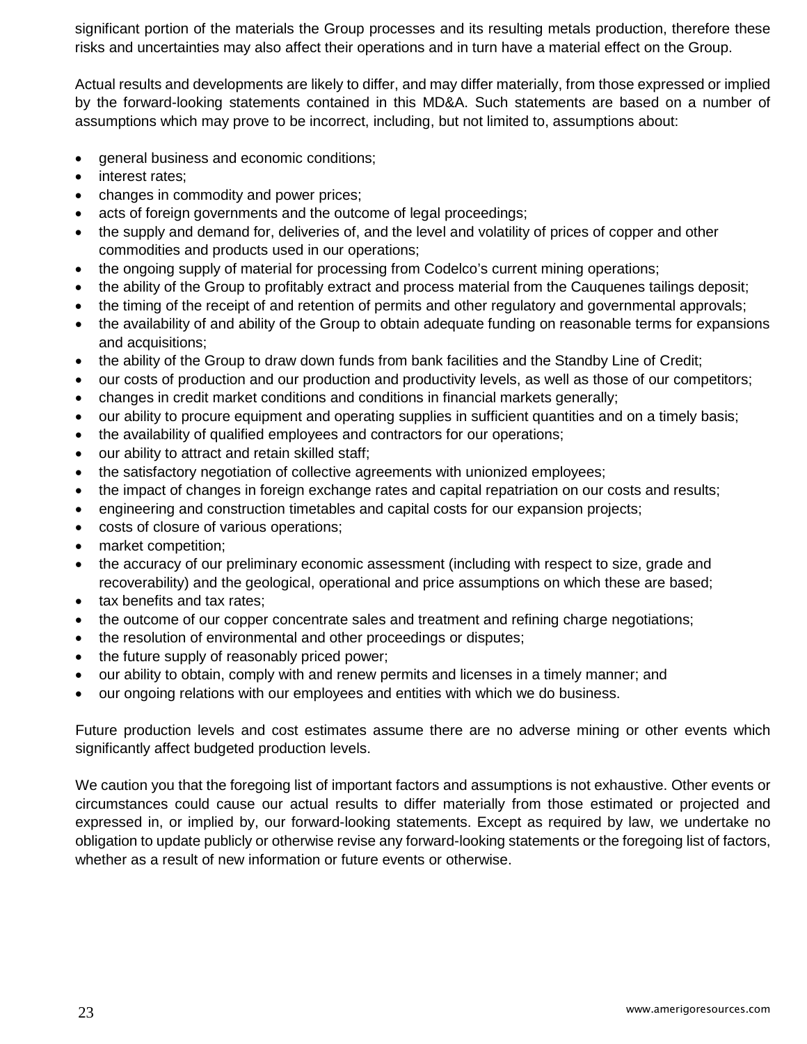significant portion of the materials the Group processes and its resulting metals production, therefore these risks and uncertainties may also affect their operations and in turn have a material effect on the Group.

Actual results and developments are likely to differ, and may differ materially, from those expressed or implied by the forward-looking statements contained in this MD&A. Such statements are based on a number of assumptions which may prove to be incorrect, including, but not limited to, assumptions about:

- general business and economic conditions;
- interest rates;
- changes in commodity and power prices;
- acts of foreign governments and the outcome of legal proceedings;
- the supply and demand for, deliveries of, and the level and volatility of prices of copper and other commodities and products used in our operations;
- the ongoing supply of material for processing from Codelco's current mining operations;
- the ability of the Group to profitably extract and process material from the Cauquenes tailings deposit;
- the timing of the receipt of and retention of permits and other regulatory and governmental approvals;
- the availability of and ability of the Group to obtain adequate funding on reasonable terms for expansions and acquisitions;
- the ability of the Group to draw down funds from bank facilities and the Standby Line of Credit;
- our costs of production and our production and productivity levels, as well as those of our competitors;
- changes in credit market conditions and conditions in financial markets generally;
- our ability to procure equipment and operating supplies in sufficient quantities and on a timely basis;
- the availability of qualified employees and contractors for our operations;
- our ability to attract and retain skilled staff;
- the satisfactory negotiation of collective agreements with unionized employees;
- the impact of changes in foreign exchange rates and capital repatriation on our costs and results;
- engineering and construction timetables and capital costs for our expansion projects;
- costs of closure of various operations;
- market competition;
- the accuracy of our preliminary economic assessment (including with respect to size, grade and recoverability) and the geological, operational and price assumptions on which these are based;
- tax benefits and tax rates;
- the outcome of our copper concentrate sales and treatment and refining charge negotiations;
- the resolution of environmental and other proceedings or disputes;
- the future supply of reasonably priced power;
- our ability to obtain, comply with and renew permits and licenses in a timely manner; and
- our ongoing relations with our employees and entities with which we do business.

Future production levels and cost estimates assume there are no adverse mining or other events which significantly affect budgeted production levels.

We caution you that the foregoing list of important factors and assumptions is not exhaustive. Other events or circumstances could cause our actual results to differ materially from those estimated or projected and expressed in, or implied by, our forward-looking statements. Except as required by law, we undertake no obligation to update publicly or otherwise revise any forward-looking statements or the foregoing list of factors, whether as a result of new information or future events or otherwise.